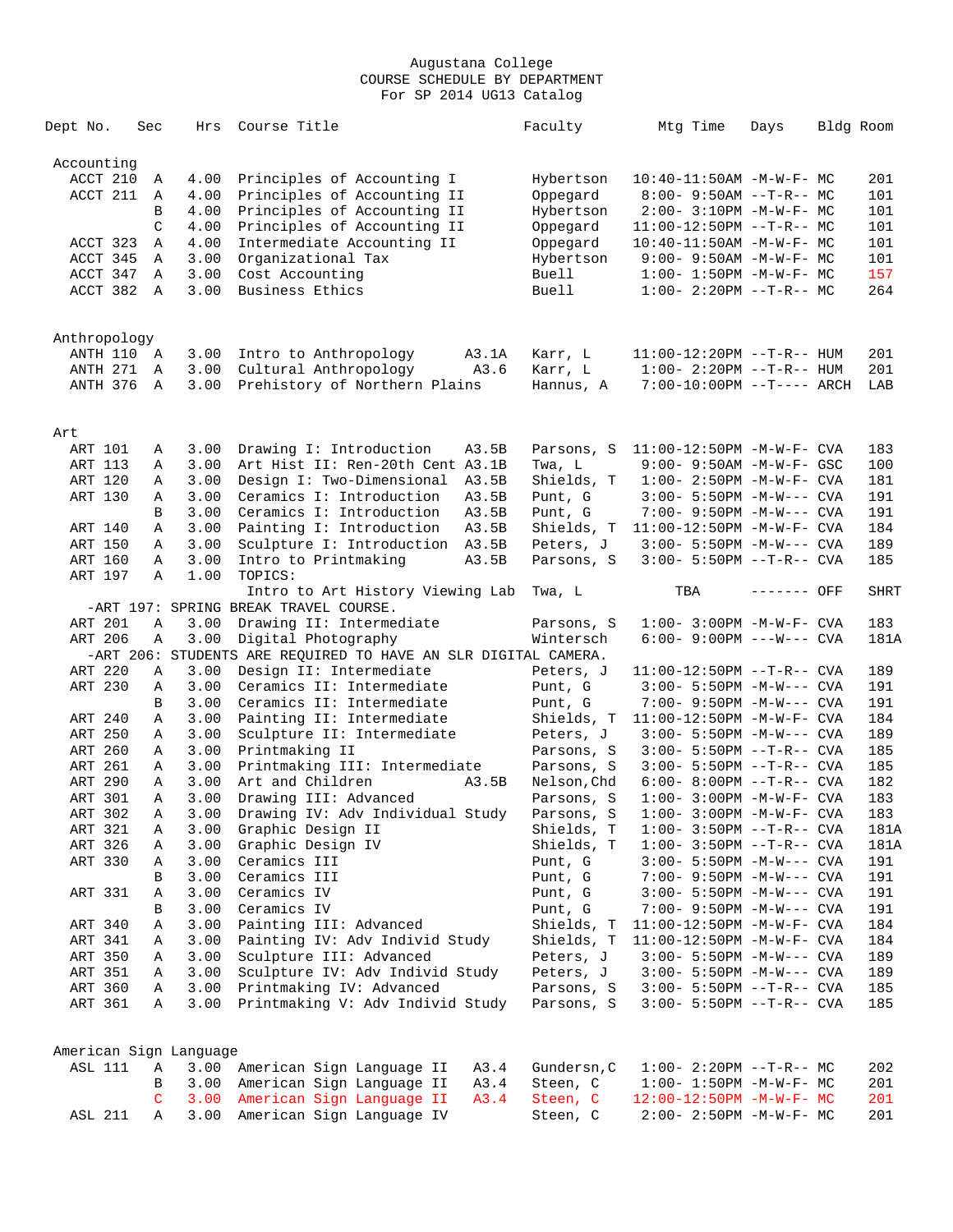# Augustana College
## COURSE SCHEDULE BY DEPARTMENT
### For SP 2014 UG13 Catalog

| Dept No. | Sec | Hrs | Course Title | | Faculty | Mtg Time | Days | Bldg | Room |
|---|---|---|---|---|---|---|---|---|---|
| **Accounting** | | | | | | | | | |
| ACCT 210 | A | 4.00 | Principles of Accounting I | | Hybertson | 10:40-11:50AM | -M-W-F- | MC | 201 |
| ACCT 211 | A | 4.00 | Principles of Accounting II | | Oppegard | 8:00- 9:50AM | --T-R-- | MC | 101 |
| | B | 4.00 | Principles of Accounting II | | Hybertson | 2:00- 3:10PM | -M-W-F- | MC | 101 |
| | C | 4.00 | Principles of Accounting II | | Oppegard | 11:00-12:50PM | --T-R-- | MC | 101 |
| ACCT 323 | A | 4.00 | Intermediate Accounting II | | Oppegard | 10:40-11:50AM | -M-W-F- | MC | 101 |
| ACCT 345 | A | 3.00 | Organizational Tax | | Hybertson | 9:00- 9:50AM | -M-W-F- | MC | 101 |
| ACCT 347 | A | 3.00 | Cost Accounting | | Buell | 1:00- 1:50PM | -M-W-F- | MC | 157 |
| ACCT 382 | A | 3.00 | Business Ethics | | Buell | 1:00- 2:20PM | --T-R-- | MC | 264 |
| **Anthropology** | | | | | | | | | |
| ANTH 110 | A | 3.00 | Intro to Anthropology | A3.1A | Karr, L | 11:00-12:20PM | --T-R-- | HUM | 201 |
| ANTH 271 | A | 3.00 | Cultural Anthropology | A3.6 | Karr, L | 1:00- 2:20PM | --T-R-- | HUM | 201 |
| ANTH 376 | A | 3.00 | Prehistory of Northern Plains | | Hannus, A | 7:00-10:00PM | --T---- | ARCH | LAB |
| **Art** | | | | | | | | | |
| ART 101 | A | 3.00 | Drawing I: Introduction | A3.5B | Parsons, S | 11:00-12:50PM | -M-W-F- | CVA | 183 |
| ART 113 | A | 3.00 | Art Hist II: Ren-20th Cent | A3.1B | Twa, L | 9:00- 9:50AM | -M-W-F- | GSC | 100 |
| ART 120 | A | 3.00 | Design I: Two-Dimensional | A3.5B | Shields, T | 1:00- 2:50PM | -M-W-F- | CVA | 181 |
| ART 130 | A | 3.00 | Ceramics I: Introduction | A3.5B | Punt, G | 3:00- 5:50PM | -M-W--- | CVA | 191 |
| | B | 3.00 | Ceramics I: Introduction | A3.5B | Punt, G | 7:00- 9:50PM | -M-W--- | CVA | 191 |
| ART 140 | A | 3.00 | Painting I: Introduction | A3.5B | Shields, T | 11:00-12:50PM | -M-W-F- | CVA | 184 |
| ART 150 | A | 3.00 | Sculpture I: Introduction | A3.5B | Peters, J | 3:00- 5:50PM | -M-W--- | CVA | 189 |
| ART 160 | A | 3.00 | Intro to Printmaking | A3.5B | Parsons, S | 3:00- 5:50PM | --T-R-- | CVA | 185 |
| ART 197 | A | 1.00 | TOPICS: | | | | | | |
| | | | Intro to Art History Viewing Lab | | Twa, L | TBA | ------- | OFF | SHRT |
| -ART 197: SPRING BREAK TRAVEL COURSE. | | | | | | | | | |
| ART 201 | A | 3.00 | Drawing II: Intermediate | | Parsons, S | 1:00- 3:00PM | -M-W-F- | CVA | 183 |
| ART 206 | A | 3.00 | Digital Photography | | Wintersch | 6:00- 9:00PM | ---W--- | CVA | 181A |
| -ART 206: STUDENTS ARE REQUIRED TO HAVE AN SLR DIGITAL CAMERA. | | | | | | | | | |
| ART 220 | A | 3.00 | Design II: Intermediate | | Peters, J | 11:00-12:50PM | --T-R-- | CVA | 189 |
| ART 230 | A | 3.00 | Ceramics II: Intermediate | | Punt, G | 3:00- 5:50PM | -M-W--- | CVA | 191 |
| | B | 3.00 | Ceramics II: Intermediate | | Punt, G | 7:00- 9:50PM | -M-W--- | CVA | 191 |
| ART 240 | A | 3.00 | Painting II: Intermediate | | Shields, T | 11:00-12:50PM | -M-W-F- | CVA | 184 |
| ART 250 | A | 3.00 | Sculpture II: Intermediate | | Peters, J | 3:00- 5:50PM | -M-W--- | CVA | 189 |
| ART 260 | A | 3.00 | Printmaking II | | Parsons, S | 3:00- 5:50PM | --T-R-- | CVA | 185 |
| ART 261 | A | 3.00 | Printmaking III: Intermediate | | Parsons, S | 3:00- 5:50PM | --T-R-- | CVA | 185 |
| ART 290 | A | 3.00 | Art and Children | A3.5B | Nelson,Chd | 6:00- 8:00PM | --T-R-- | CVA | 182 |
| ART 301 | A | 3.00 | Drawing III: Advanced | | Parsons, S | 1:00- 3:00PM | -M-W-F- | CVA | 183 |
| ART 302 | A | 3.00 | Drawing IV: Adv Individual Study | | Parsons, S | 1:00- 3:00PM | -M-W-F- | CVA | 183 |
| ART 321 | A | 3.00 | Graphic Design II | | Shields, T | 1:00- 3:50PM | --T-R-- | CVA | 181A |
| ART 326 | A | 3.00 | Graphic Design IV | | Shields, T | 1:00- 3:50PM | --T-R-- | CVA | 181A |
| ART 330 | A | 3.00 | Ceramics III | | Punt, G | 3:00- 5:50PM | -M-W--- | CVA | 191 |
| | B | 3.00 | Ceramics III | | Punt, G | 7:00- 9:50PM | -M-W--- | CVA | 191 |
| ART 331 | A | 3.00 | Ceramics IV | | Punt, G | 3:00- 5:50PM | -M-W--- | CVA | 191 |
| | B | 3.00 | Ceramics IV | | Punt, G | 7:00- 9:50PM | -M-W--- | CVA | 191 |
| ART 340 | A | 3.00 | Painting III: Advanced | | Shields, T | 11:00-12:50PM | -M-W-F- | CVA | 184 |
| ART 341 | A | 3.00 | Painting IV: Adv Individ Study | | Shields, T | 11:00-12:50PM | -M-W-F- | CVA | 184 |
| ART 350 | A | 3.00 | Sculpture III: Advanced | | Peters, J | 3:00- 5:50PM | -M-W--- | CVA | 189 |
| ART 351 | A | 3.00 | Sculpture IV: Adv Individ Study | | Peters, J | 3:00- 5:50PM | -M-W--- | CVA | 189 |
| ART 360 | A | 3.00 | Printmaking IV: Advanced | | Parsons, S | 3:00- 5:50PM | --T-R-- | CVA | 185 |
| ART 361 | A | 3.00 | Printmaking V: Adv Individ Study | | Parsons, S | 3:00- 5:50PM | --T-R-- | CVA | 185 |
| **American Sign Language** | | | | | | | | | |
| ASL 111 | A | 3.00 | American Sign Language II | A3.4 | Gundersn,C | 1:00- 2:20PM | --T-R-- | MC | 202 |
| | B | 3.00 | American Sign Language II | A3.4 | Steen, C | 1:00- 1:50PM | -M-W-F- | MC | 201 |
| | C | 3.00 | American Sign Language II | A3.4 | Steen, C | 12:00-12:50PM | -M-W-F- | MC | 201 |
| ASL 211 | A | 3.00 | American Sign Language IV | | Steen, C | 2:00- 2:50PM | -M-W-F- | MC | 201 |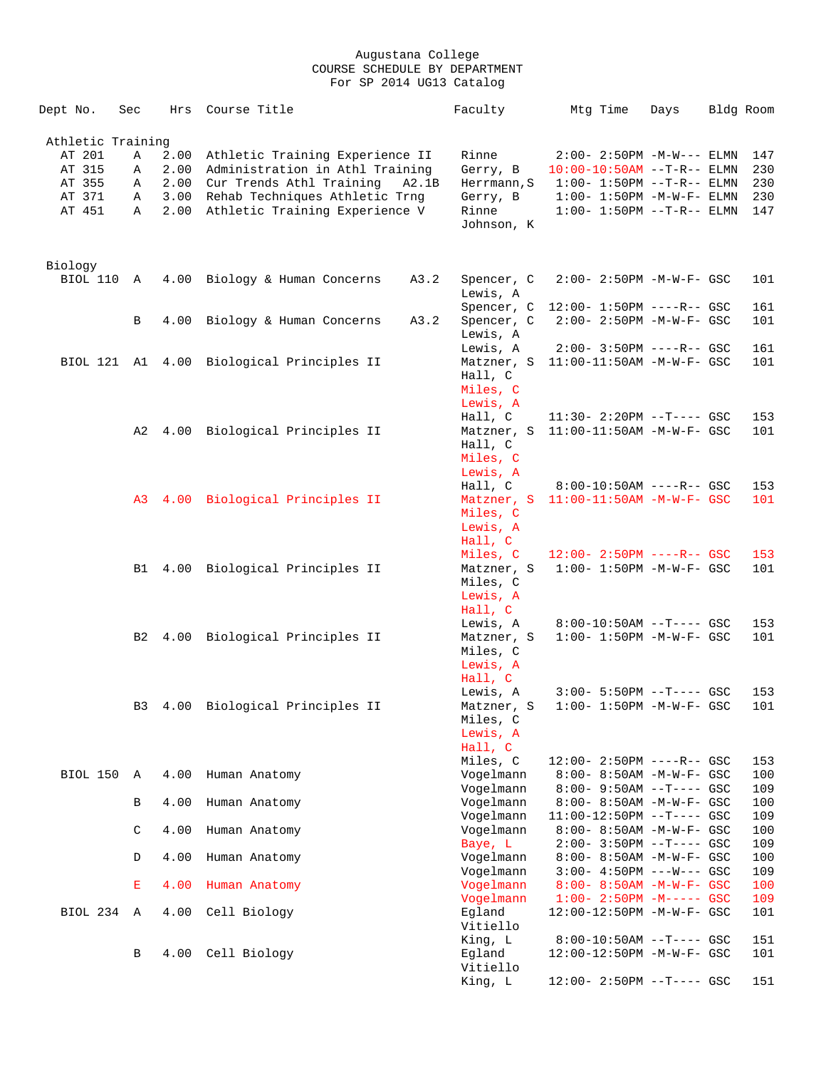Augustana College
COURSE SCHEDULE BY DEPARTMENT
For SP 2014 UG13 Catalog

| Dept No. | Sec | Hrs | Course Title | | Faculty | Mtg Time | Days | Bldg | Room |
|---|---|---|---|---|---|---|---|---|---|
| **Athletic Training** | | | | | | | | | |
| AT 201 | A | 2.00 | Athletic Training Experience II | | Rinne | 2:00- 2:50PM | -M-W--- | ELMN | 147 |
| AT 315 | A | 2.00 | Administration in Athl Training | | Gerry, B | 10:00-10:50AM | --T-R-- | ELMN | 230 |
| AT 355 | A | 2.00 | Cur Trends Athl Training | A2.1B | Herrmann,S | 1:00- 1:50PM | --T-R-- | ELMN | 230 |
| AT 371 | A | 3.00 | Rehab Techniques Athletic Trng | | Gerry, B | 1:00- 1:50PM | -M-W-F- | ELMN | 230 |
| AT 451 | A | 2.00 | Athletic Training Experience V | | Rinne | 1:00- 1:50PM | --T-R-- | ELMN | 147 |
| | | | | | Johnson, K | | | | |
| **Biology** | | | | | | | | | |
| BIOL 110 | A | 4.00 | Biology & Human Concerns | A3.2 | Spencer, C | 2:00- 2:50PM | -M-W-F- | GSC | 101 |
| | | | | | Lewis, A | | | | |
| | | | | | Spencer, C | 12:00- 1:50PM | ----R-- | GSC | 161 |
| | B | 4.00 | Biology & Human Concerns | A3.2 | Spencer, C | 2:00- 2:50PM | -M-W-F- | GSC | 101 |
| | | | | | Lewis, A | | | | |
| | | | | | Lewis, A | 2:00- 3:50PM | ----R-- | GSC | 161 |
| BIOL 121 | A1 | 4.00 | Biological Principles II | | Matzner, S | 11:00-11:50AM | -M-W-F- | GSC | 101 |
| | | | | | Hall, C | | | | |
| | | | | | Miles, C | | | | |
| | | | | | Lewis, A | | | | |
| | | | | | Hall, C | 11:30- 2:20PM | --T---- | GSC | 153 |
| | A2 | 4.00 | Biological Principles II | | Matzner, S | 11:00-11:50AM | -M-W-F- | GSC | 101 |
| | | | | | Hall, C | | | | |
| | | | | | Miles, C | | | | |
| | | | | | Lewis, A | | | | |
| | | | | | Hall, C | 8:00-10:50AM | ----R-- | GSC | 153 |
| | A3 | 4.00 | Biological Principles II | | Matzner, S | 11:00-11:50AM | -M-W-F- | GSC | 101 |
| | | | | | Miles, C | | | | |
| | | | | | Lewis, A | | | | |
| | | | | | Hall, C | | | | |
| | | | | | Miles, C | 12:00- 2:50PM | ----R-- | GSC | 153 |
| | B1 | 4.00 | Biological Principles II | | Matzner, S | 1:00- 1:50PM | -M-W-F- | GSC | 101 |
| | | | | | Miles, C | | | | |
| | | | | | Lewis, A | | | | |
| | | | | | Hall, C | | | | |
| | | | | | Lewis, A | 8:00-10:50AM | --T---- | GSC | 153 |
| | B2 | 4.00 | Biological Principles II | | Matzner, S | 1:00- 1:50PM | -M-W-F- | GSC | 101 |
| | | | | | Miles, C | | | | |
| | | | | | Lewis, A | | | | |
| | | | | | Hall, C | | | | |
| | | | | | Lewis, A | 3:00- 5:50PM | --T---- | GSC | 153 |
| | B3 | 4.00 | Biological Principles II | | Matzner, S | 1:00- 1:50PM | -M-W-F- | GSC | 101 |
| | | | | | Miles, C | | | | |
| | | | | | Lewis, A | | | | |
| | | | | | Hall, C | | | | |
| | | | | | Miles, C | 12:00- 2:50PM | ----R-- | GSC | 153 |
| BIOL 150 | A | 4.00 | Human Anatomy | | Vogelmann | 8:00- 8:50AM | -M-W-F- | GSC | 100 |
| | | | | | Vogelmann | 8:00- 9:50AM | --T---- | GSC | 109 |
| | B | 4.00 | Human Anatomy | | Vogelmann | 8:00- 8:50AM | -M-W-F- | GSC | 100 |
| | | | | | Vogelmann | 11:00-12:50PM | --T---- | GSC | 109 |
| | C | 4.00 | Human Anatomy | | Vogelmann | 8:00- 8:50AM | -M-W-F- | GSC | 100 |
| | | | | | Baye, L | 2:00- 3:50PM | --T---- | GSC | 109 |
| | D | 4.00 | Human Anatomy | | Vogelmann | 8:00- 8:50AM | -M-W-F- | GSC | 100 |
| | | | | | Vogelmann | 3:00- 4:50PM | ---W--- | GSC | 109 |
| | E | 4.00 | Human Anatomy | | Vogelmann | 8:00- 8:50AM | -M-W-F- | GSC | 100 |
| | | | | | Vogelmann | 1:00- 2:50PM | -M----- | GSC | 109 |
| BIOL 234 | A | 4.00 | Cell Biology | | Egland | 12:00-12:50PM | -M-W-F- | GSC | 101 |
| | | | | | Vitiello | | | | |
| | | | | | King, L | 8:00-10:50AM | --T---- | GSC | 151 |
| | B | 4.00 | Cell Biology | | Egland | 12:00-12:50PM | -M-W-F- | GSC | 101 |
| | | | | | Vitiello | | | | |
| | | | | | King, L | 12:00- 2:50PM | --T---- | GSC | 151 |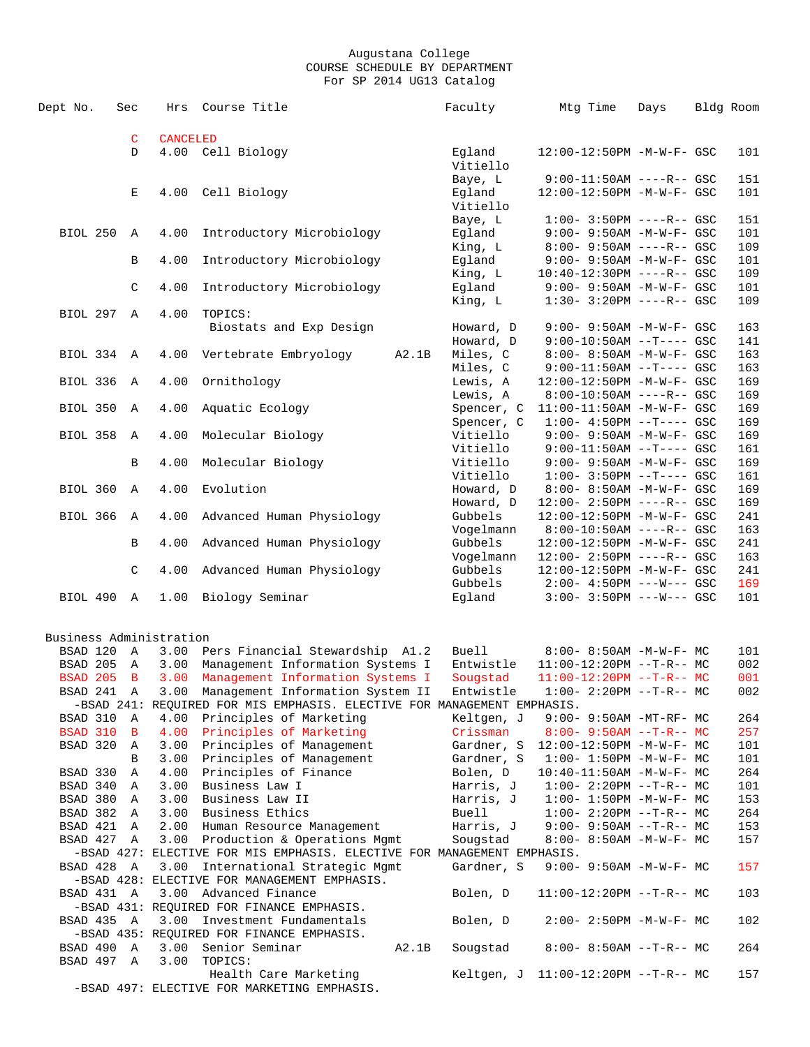# Augustana College
## COURSE SCHEDULE BY DEPARTMENT
### For SP 2014 UG13 Catalog

| Dept No. | Sec | Hrs | Course Title | | Faculty | Mtg Time | Days | Bldg | Room |
|---|---|---|---|---|---|---|---|---|---|
| | C | CANCELED | | | | | | | |
| | D | 4.00 | Cell Biology | | Egland | 12:00-12:50PM | -M-W-F- | GSC | 101 |
| | | | | | Vitiello | | | | |
| | | | | | Baye, L | 9:00-11:50AM | ----R-- | GSC | 151 |
| | E | 4.00 | Cell Biology | | Egland | 12:00-12:50PM | -M-W-F- | GSC | 101 |
| | | | | | Vitiello | | | | |
| | | | | | Baye, L | 1:00- 3:50PM | ----R-- | GSC | 151 |
| BIOL 250 | A | 4.00 | Introductory Microbiology | | Egland | 9:00- 9:50AM | -M-W-F- | GSC | 101 |
| | | | | | King, L | 8:00- 9:50AM | ----R-- | GSC | 109 |
| | B | 4.00 | Introductory Microbiology | | Egland | 9:00- 9:50AM | -M-W-F- | GSC | 101 |
| | | | | | King, L | 10:40-12:30PM | ----R-- | GSC | 109 |
| | C | 4.00 | Introductory Microbiology | | Egland | 9:00- 9:50AM | -M-W-F- | GSC | 101 |
| | | | | | King, L | 1:30- 3:20PM | ----R-- | GSC | 109 |
| BIOL 297 | A | 4.00 | TOPICS: | | | | | | |
| | | | Biostats and Exp Design | | Howard, D | 9:00- 9:50AM | -M-W-F- | GSC | 163 |
| | | | | | Howard, D | 9:00-10:50AM | --T---- | GSC | 141 |
| BIOL 334 | A | 4.00 | Vertebrate Embryology | A2.1B | Miles, C | 8:00- 8:50AM | -M-W-F- | GSC | 163 |
| | | | | | Miles, C | 9:00-11:50AM | --T---- | GSC | 163 |
| BIOL 336 | A | 4.00 | Ornithology | | Lewis, A | 12:00-12:50PM | -M-W-F- | GSC | 169 |
| | | | | | Lewis, A | 8:00-10:50AM | ----R-- | GSC | 169 |
| BIOL 350 | A | 4.00 | Aquatic Ecology | | Spencer, C | 11:00-11:50AM | -M-W-F- | GSC | 169 |
| | | | | | Spencer, C | 1:00- 4:50PM | --T---- | GSC | 169 |
| BIOL 358 | A | 4.00 | Molecular Biology | | Vitiello | 9:00- 9:50AM | -M-W-F- | GSC | 169 |
| | | | | | Vitiello | 9:00-11:50AM | --T---- | GSC | 161 |
| | B | 4.00 | Molecular Biology | | Vitiello | 9:00- 9:50AM | -M-W-F- | GSC | 169 |
| | | | | | Vitiello | 1:00- 3:50PM | --T---- | GSC | 161 |
| BIOL 360 | A | 4.00 | Evolution | | Howard, D | 8:00- 8:50AM | -M-W-F- | GSC | 169 |
| | | | | | Howard, D | 12:00- 2:50PM | ----R-- | GSC | 169 |
| BIOL 366 | A | 4.00 | Advanced Human Physiology | | Gubbels | 12:00-12:50PM | -M-W-F- | GSC | 241 |
| | | | | | Vogelmann | 8:00-10:50AM | ----R-- | GSC | 163 |
| | B | 4.00 | Advanced Human Physiology | | Gubbels | 12:00-12:50PM | -M-W-F- | GSC | 241 |
| | | | | | Vogelmann | 12:00- 2:50PM | ----R-- | GSC | 163 |
| | C | 4.00 | Advanced Human Physiology | | Gubbels | 12:00-12:50PM | -M-W-F- | GSC | 241 |
| | | | | | Gubbels | 2:00- 4:50PM | ---W--- | GSC | 169 |
| BIOL 490 | A | 1.00 | Biology Seminar | | Egland | 3:00- 3:50PM | ---W--- | GSC | 101 |

## Business Administration

| Dept No. | Sec | Hrs | Course Title | | Faculty | Mtg Time | Days | Bldg | Room |
|---|---|---|---|---|---|---|---|---|---|
| BSAD 120 | A | 3.00 | Pers Financial Stewardship | A1.2 | Buell | 8:00- 8:50AM | -M-W-F- | MC | 101 |
| BSAD 205 | A | 3.00 | Management Information Systems I | | Entwistle | 11:00-12:20PM | --T-R-- | MC | 002 |
| BSAD 205 | B | 3.00 | Management Information Systems I | | Sougstad | 11:00-12:20PM | --T-R-- | MC | 001 |
| BSAD 241 | A | 3.00 | Management Information System II | | Entwistle | 1:00- 2:20PM | --T-R-- | MC | 002 |
| -BSAD 241: REQUIRED FOR MIS EMPHASIS. ELECTIVE FOR MANAGEMENT EMPHASIS. | | | | | | | | | |
| BSAD 310 | A | 4.00 | Principles of Marketing | | Keltgen, J | 9:00- 9:50AM | -MT-RF- | MC | 264 |
| BSAD 310 | B | 4.00 | Principles of Marketing | | Crissman | 8:00- 9:50AM | --T-R-- | MC | 257 |
| BSAD 320 | A | 3.00 | Principles of Management | | Gardner, S | 12:00-12:50PM | -M-W-F- | MC | 101 |
| | B | 3.00 | Principles of Management | | Gardner, S | 1:00- 1:50PM | -M-W-F- | MC | 101 |
| BSAD 330 | A | 4.00 | Principles of Finance | | Bolen, D | 10:40-11:50AM | -M-W-F- | MC | 264 |
| BSAD 340 | A | 3.00 | Business Law I | | Harris, J | 1:00- 2:20PM | --T-R-- | MC | 101 |
| BSAD 380 | A | 3.00 | Business Law II | | Harris, J | 1:00- 1:50PM | -M-W-F- | MC | 153 |
| BSAD 382 | A | 3.00 | Business Ethics | | Buell | 1:00- 2:20PM | --T-R-- | MC | 264 |
| BSAD 421 | A | 2.00 | Human Resource Management | | Harris, J | 9:00- 9:50AM | --T-R-- | MC | 153 |
| BSAD 427 | A | 3.00 | Production & Operations Mgmt | | Sougstad | 8:00- 8:50AM | -M-W-F- | MC | 157 |
| -BSAD 427: ELECTIVE FOR MIS EMPHASIS. ELECTIVE FOR MANAGEMENT EMPHASIS. | | | | | | | | | |
| BSAD 428 | A | 3.00 | International Strategic Mgmt | | Gardner, S | 9:00- 9:50AM | -M-W-F- | MC | 157 |
| -BSAD 428: ELECTIVE FOR MANAGEMENT EMPHASIS. | | | | | | | | | |
| BSAD 431 | A | 3.00 | Advanced Finance | | Bolen, D | 11:00-12:20PM | --T-R-- | MC | 103 |
| -BSAD 431: REQUIRED FOR FINANCE EMPHASIS. | | | | | | | | | |
| BSAD 435 | A | 3.00 | Investment Fundamentals | | Bolen, D | 2:00- 2:50PM | -M-W-F- | MC | 102 |
| -BSAD 435: REQUIRED FOR FINANCE EMPHASIS. | | | | | | | | | |
| BSAD 490 | A | 3.00 | Senior Seminar | A2.1B | Sougstad | 8:00- 8:50AM | --T-R-- | MC | 264 |
| BSAD 497 | A | 3.00 | TOPICS: | | | | | | |
| | | | Health Care Marketing | | Keltgen, J | 11:00-12:20PM | --T-R-- | MC | 157 |
| -BSAD 497: ELECTIVE FOR MARKETING EMPHASIS. | | | | | | | | | |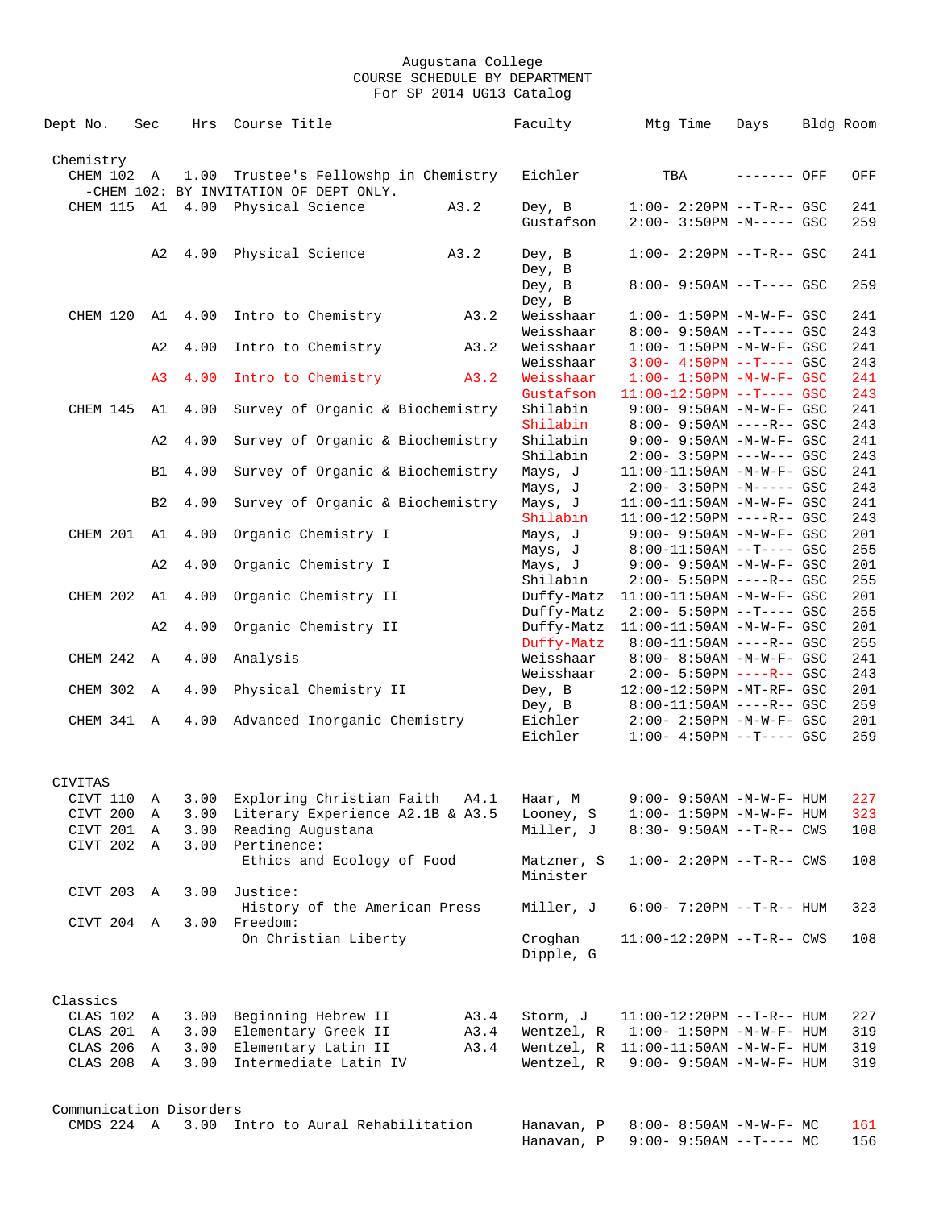# Augustana College
## COURSE SCHEDULE BY DEPARTMENT
### For SP 2014 UG13 Catalog

| Dept No. | Sec | Hrs | Course Title | | Faculty | Mtg Time | Days | Bldg | Room |
|---|---|---|---|---|---|---|---|---|---|
| **Chemistry** | | | | | | | | | |
| CHEM 102 | A | 1.00 | Trustee's Fellowshp in Chemistry | | Eichler | TBA | ------- | OFF | OFF |
| -CHEM 102: BY INVITATION OF DEPT ONLY. | | | | | | | | | |
| CHEM 115 | A1 | 4.00 | Physical Science | A3.2 | Dey, B | 1:00- 2:20PM | --T-R-- | GSC | 241 |
| | | | | | Gustafson | 2:00- 3:50PM | -M----- | GSC | 259 |
| | A2 | 4.00 | Physical Science | A3.2 | Dey, B | 1:00- 2:20PM | --T-R-- | GSC | 241 |
| | | | | | Dey, B | | | | |
| | | | | | Dey, B | 8:00- 9:50AM | --T---- | GSC | 259 |
| | | | | | Dey, B | | | | |
| CHEM 120 | A1 | 4.00 | Intro to Chemistry | A3.2 | Weisshaar | 1:00- 1:50PM | -M-W-F- | GSC | 241 |
| | | | | | Weisshaar | 8:00- 9:50AM | --T---- | GSC | 243 |
| | A2 | 4.00 | Intro to Chemistry | A3.2 | Weisshaar | 1:00- 1:50PM | -M-W-F- | GSC | 241 |
| | | | | | Weisshaar | 3:00- 4:50PM | --T---- | GSC | 243 |
| | A3 | 4.00 | Intro to Chemistry | A3.2 | Weisshaar | 1:00- 1:50PM | -M-W-F- | GSC | 241 |
| | | | | | Gustafson | 11:00-12:50PM | --T---- | GSC | 243 |
| CHEM 145 | A1 | 4.00 | Survey of Organic & Biochemistry | | Shilabin | 9:00- 9:50AM | -M-W-F- | GSC | 241 |
| | | | | | Shilabin | 8:00- 9:50AM | ----R-- | GSC | 243 |
| | A2 | 4.00 | Survey of Organic & Biochemistry | | Shilabin | 9:00- 9:50AM | -M-W-F- | GSC | 241 |
| | | | | | Shilabin | 2:00- 3:50PM | ---W--- | GSC | 243 |
| | B1 | 4.00 | Survey of Organic & Biochemistry | | Mays, J | 11:00-11:50AM | -M-W-F- | GSC | 241 |
| | | | | | Mays, J | 2:00- 3:50PM | -M----- | GSC | 243 |
| | B2 | 4.00 | Survey of Organic & Biochemistry | | Mays, J | 11:00-11:50AM | -M-W-F- | GSC | 241 |
| | | | | | Shilabin | 11:00-12:50PM | ----R-- | GSC | 243 |
| CHEM 201 | A1 | 4.00 | Organic Chemistry I | | Mays, J | 9:00- 9:50AM | -M-W-F- | GSC | 201 |
| | | | | | Mays, J | 8:00-11:50AM | --T---- | GSC | 255 |
| | A2 | 4.00 | Organic Chemistry I | | Mays, J | 9:00- 9:50AM | -M-W-F- | GSC | 201 |
| | | | | | Shilabin | 2:00- 5:50PM | ----R-- | GSC | 255 |
| CHEM 202 | A1 | 4.00 | Organic Chemistry II | | Duffy-Matz | 11:00-11:50AM | -M-W-F- | GSC | 201 |
| | | | | | Duffy-Matz | 2:00- 5:50PM | --T---- | GSC | 255 |
| | A2 | 4.00 | Organic Chemistry II | | Duffy-Matz | 11:00-11:50AM | -M-W-F- | GSC | 201 |
| | | | | | Duffy-Matz | 8:00-11:50AM | ----R-- | GSC | 255 |
| CHEM 242 | A | 4.00 | Analysis | | Weisshaar | 8:00- 8:50AM | -M-W-F- | GSC | 241 |
| | | | | | Weisshaar | 2:00- 5:50PM | ----R-- | GSC | 243 |
| CHEM 302 | A | 4.00 | Physical Chemistry II | | Dey, B | 12:00-12:50PM | -MT-RF- | GSC | 201 |
| | | | | | Dey, B | 8:00-11:50AM | ----R-- | GSC | 259 |
| CHEM 341 | A | 4.00 | Advanced Inorganic Chemistry | | Eichler | 2:00- 2:50PM | -M-W-F- | GSC | 201 |
| | | | | | Eichler | 1:00- 4:50PM | --T---- | GSC | 259 |
| **CIVITAS** | | | | | | | | | |
| CIVT 110 | A | 3.00 | Exploring Christian Faith | A4.1 | Haar, M | 9:00- 9:50AM | -M-W-F- | HUM | 227 |
| CIVT 200 | A | 3.00 | Literary Experience | A2.1B & A3.5 | Looney, S | 1:00- 1:50PM | -M-W-F- | HUM | 323 |
| CIVT 201 | A | 3.00 | Reading Augustana | | Miller, J | 8:30- 9:50AM | --T-R-- | CWS | 108 |
| CIVT 202 | A | 3.00 | Pertinence: Ethics and Ecology of Food | | Matzner, S | 1:00- 2:20PM | --T-R-- | CWS | 108 |
| | | | | | Minister | | | | |
| CIVT 203 | A | 3.00 | Justice: History of the American Press | | Miller, J | 6:00- 7:20PM | --T-R-- | HUM | 323 |
| CIVT 204 | A | 3.00 | Freedom: On Christian Liberty | | Croghan | 11:00-12:20PM | --T-R-- | CWS | 108 |
| | | | | | Dipple, G | | | | |
| **Classics** | | | | | | | | | |
| CLAS 102 | A | 3.00 | Beginning Hebrew II | A3.4 | Storm, J | 11:00-12:20PM | --T-R-- | HUM | 227 |
| CLAS 201 | A | 3.00 | Elementary Greek II | A3.4 | Wentzel, R | 1:00- 1:50PM | -M-W-F- | HUM | 319 |
| CLAS 206 | A | 3.00 | Elementary Latin II | A3.4 | Wentzel, R | 11:00-11:50AM | -M-W-F- | HUM | 319 |
| CLAS 208 | A | 3.00 | Intermediate Latin IV | | Wentzel, R | 9:00- 9:50AM | -M-W-F- | HUM | 319 |
| **Communication Disorders** | | | | | | | | | |
| CMDS 224 | A | 3.00 | Intro to Aural Rehabilitation | | Hanavan, P | 8:00- 8:50AM | -M-W-F- | MC | 161 |
| | | | | | Hanavan, P | 9:00- 9:50AM | --T---- | MC | 156 |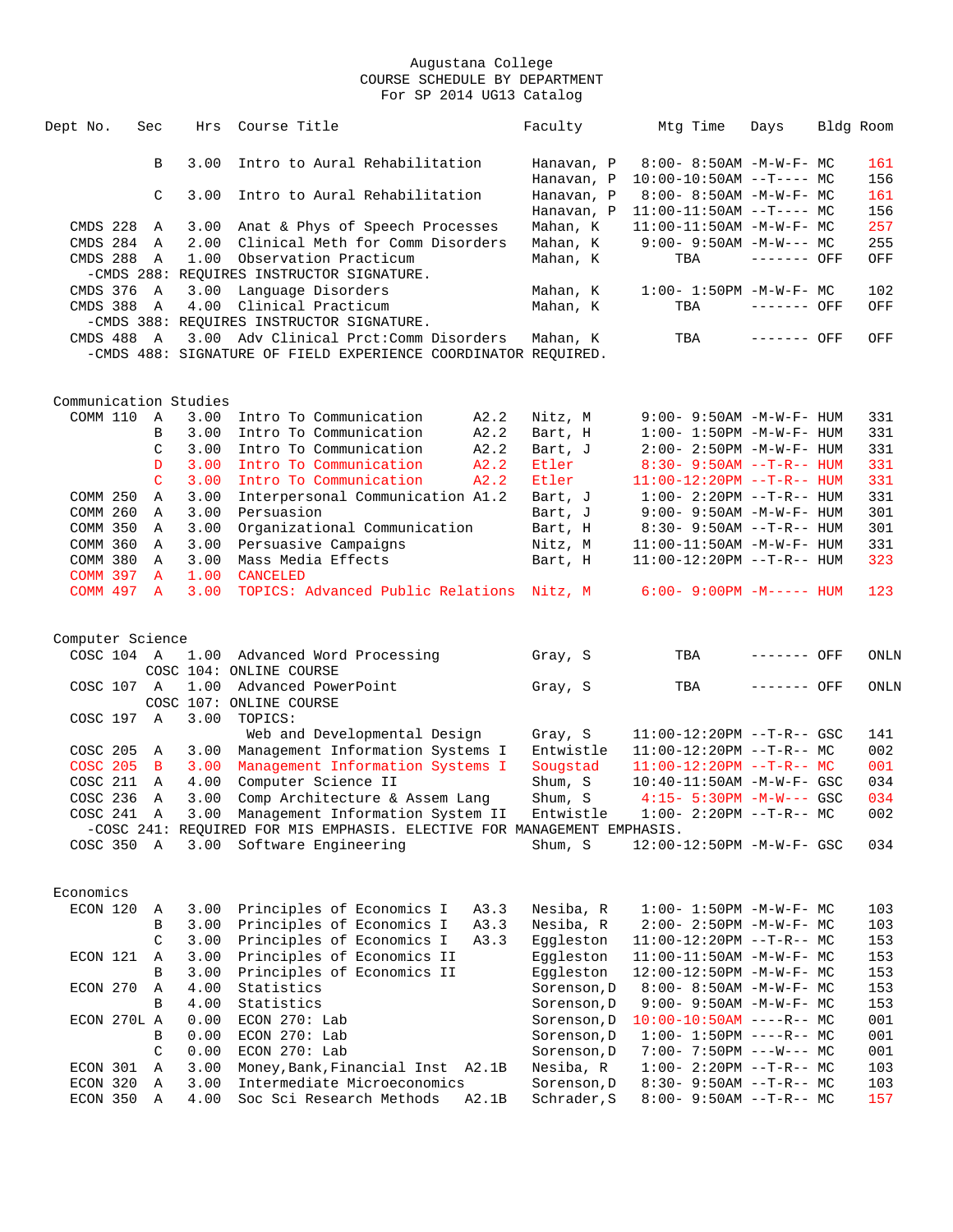# Augustana College
## COURSE SCHEDULE BY DEPARTMENT
### For SP 2014 UG13 Catalog

| Dept No. | Sec | Hrs | Course Title | | Faculty | Mtg Time | Days | Bldg | Room |
|---|---|---|---|---|---|---|---|---|---|
| | B | 3.00 | Intro to Aural Rehabilitation | | Hanavan, P | 8:00- 8:50AM | -M-W-F- | MC | 161 |
| | | | | | Hanavan, P | 10:00-10:50AM | --T---- | MC | 156 |
| | C | 3.00 | Intro to Aural Rehabilitation | | Hanavan, P | 8:00- 8:50AM | -M-W-F- | MC | 161 |
| | | | | | Hanavan, P | 11:00-11:50AM | --T---- | MC | 156 |
| CMDS 228 | A | 3.00 | Anat & Phys of Speech Processes | | Mahan, K | 11:00-11:50AM | -M-W-F- | MC | 257 |
| CMDS 284 | A | 2.00 | Clinical Meth for Comm Disorders | | Mahan, K | 9:00- 9:50AM | -M-W--- | MC | 255 |
| CMDS 288 | A | 1.00 | Observation Practicum | | Mahan, K | TBA | ------- | OFF | OFF |
| -CMDS 288: REQUIRES INSTRUCTOR SIGNATURE. | | | | | | | | | |
| CMDS 376 | A | 3.00 | Language Disorders | | Mahan, K | 1:00- 1:50PM | -M-W-F- | MC | 102 |
| CMDS 388 | A | 4.00 | Clinical Practicum | | Mahan, K | TBA | ------- | OFF | OFF |
| -CMDS 388: REQUIRES INSTRUCTOR SIGNATURE. | | | | | | | | | |
| CMDS 488 | A | 3.00 | Adv Clinical Prct:Comm Disorders | | Mahan, K | TBA | ------- | OFF | OFF |
| -CMDS 488: SIGNATURE OF FIELD EXPERIENCE COORDINATOR REQUIRED. | | | | | | | | | |

## Communication Studies

| Dept No. | Sec | Hrs | Course Title | | Faculty | Mtg Time | Days | Bldg | Room |
|---|---|---|---|---|---|---|---|---|---|
| COMM 110 | A | 3.00 | Intro To Communication | A2.2 | Nitz, M | 9:00- 9:50AM | -M-W-F- | HUM | 331 |
| | B | 3.00 | Intro To Communication | A2.2 | Bart, H | 1:00- 1:50PM | -M-W-F- | HUM | 331 |
| | C | 3.00 | Intro To Communication | A2.2 | Bart, J | 2:00- 2:50PM | -M-W-F- | HUM | 331 |
| | D | 3.00 | Intro To Communication | A2.2 | Etler | 8:30- 9:50AM | --T-R-- | HUM | 331 |
| | C | 3.00 | Intro To Communication | A2.2 | Etler | 11:00-12:20PM | --T-R-- | HUM | 331 |
| COMM 250 | A | 3.00 | Interpersonal Communication | A1.2 | Bart, J | 1:00- 2:20PM | --T-R-- | HUM | 331 |
| COMM 260 | A | 3.00 | Persuasion | | Bart, J | 9:00- 9:50AM | -M-W-F- | HUM | 301 |
| COMM 350 | A | 3.00 | Organizational Communication | | Bart, H | 8:30- 9:50AM | --T-R-- | HUM | 301 |
| COMM 360 | A | 3.00 | Persuasive Campaigns | | Nitz, M | 11:00-11:50AM | -M-W-F- | HUM | 331 |
| COMM 380 | A | 3.00 | Mass Media Effects | | Bart, H | 11:00-12:20PM | --T-R-- | HUM | 323 |
| COMM 397 | A | 1.00 | CANCELED | | | | | | |
| COMM 497 | A | 3.00 | TOPICS: Advanced Public Relations | | Nitz, M | 6:00- 9:00PM | -M----- | HUM | 123 |

## Computer Science

| Dept No. | Sec | Hrs | Course Title | Faculty | Mtg Time | Days | Bldg | Room |
|---|---|---|---|---|---|---|---|---|
| COSC 104 | A | 1.00 | Advanced Word Processing | Gray, S | TBA | ------- | OFF | ONLN |
| | | | COSC 104: ONLINE COURSE | | | | | |
| COSC 107 | A | 1.00 | Advanced PowerPoint | Gray, S | TBA | ------- | OFF | ONLN |
| | | | COSC 107: ONLINE COURSE | | | | | |
| COSC 197 | A | 3.00 | TOPICS: | | | | | |
| | | | Web and Developmental Design | Gray, S | 11:00-12:20PM | --T-R-- | GSC | 141 |
| COSC 205 | A | 3.00 | Management Information Systems I | Entwistle | 11:00-12:20PM | --T-R-- | MC | 002 |
| COSC 205 | B | 3.00 | Management Information Systems I | Sougstad | 11:00-12:20PM | --T-R-- | MC | 001 |
| COSC 211 | A | 4.00 | Computer Science II | Shum, S | 10:40-11:50AM | -M-W-F- | GSC | 034 |
| COSC 236 | A | 3.00 | Comp Architecture & Assem Lang | Shum, S | 4:15- 5:30PM | -M-W--- | GSC | 034 |
| COSC 241 | A | 3.00 | Management Information System II | Entwistle | 1:00- 2:20PM | --T-R-- | MC | 002 |
| -COSC 241: REQUIRED FOR MIS EMPHASIS. ELECTIVE FOR MANAGEMENT EMPHASIS. | | | | | | | | |
| COSC 350 | A | 3.00 | Software Engineering | Shum, S | 12:00-12:50PM | -M-W-F- | GSC | 034 |

## Economics

| Dept No. | Sec | Hrs | Course Title | | Faculty | Mtg Time | Days | Bldg | Room |
|---|---|---|---|---|---|---|---|---|---|
| ECON 120 | A | 3.00 | Principles of Economics I | A3.3 | Nesiba, R | 1:00- 1:50PM | -M-W-F- | MC | 103 |
| | B | 3.00 | Principles of Economics I | A3.3 | Nesiba, R | 2:00- 2:50PM | -M-W-F- | MC | 103 |
| | C | 3.00 | Principles of Economics I | A3.3 | Eggleston | 11:00-12:20PM | --T-R-- | MC | 153 |
| ECON 121 | A | 3.00 | Principles of Economics II | | Eggleston | 11:00-11:50AM | -M-W-F- | MC | 153 |
| | B | 3.00 | Principles of Economics II | | Eggleston | 12:00-12:50PM | -M-W-F- | MC | 153 |
| ECON 270 | A | 4.00 | Statistics | | Sorenson,D | 8:00- 8:50AM | -M-W-F- | MC | 153 |
| | B | 4.00 | Statistics | | Sorenson,D | 9:00- 9:50AM | -M-W-F- | MC | 153 |
| ECON 270L | A | 0.00 | ECON 270: Lab | | Sorenson,D | 10:00-10:50AM | ----R-- | MC | 001 |
| | B | 0.00 | ECON 270: Lab | | Sorenson,D | 1:00- 1:50PM | ----R-- | MC | 001 |
| | C | 0.00 | ECON 270: Lab | | Sorenson,D | 7:00- 7:50PM | ---W--- | MC | 001 |
| ECON 301 | A | 3.00 | Money,Bank,Financial Inst | A2.1B | Nesiba, R | 1:00- 2:20PM | --T-R-- | MC | 103 |
| ECON 320 | A | 3.00 | Intermediate Microeconomics | | Sorenson,D | 8:30- 9:50AM | --T-R-- | MC | 103 |
| ECON 350 | A | 4.00 | Soc Sci Research Methods | A2.1B | Schrader,S | 8:00- 9:50AM | --T-R-- | MC | 157 |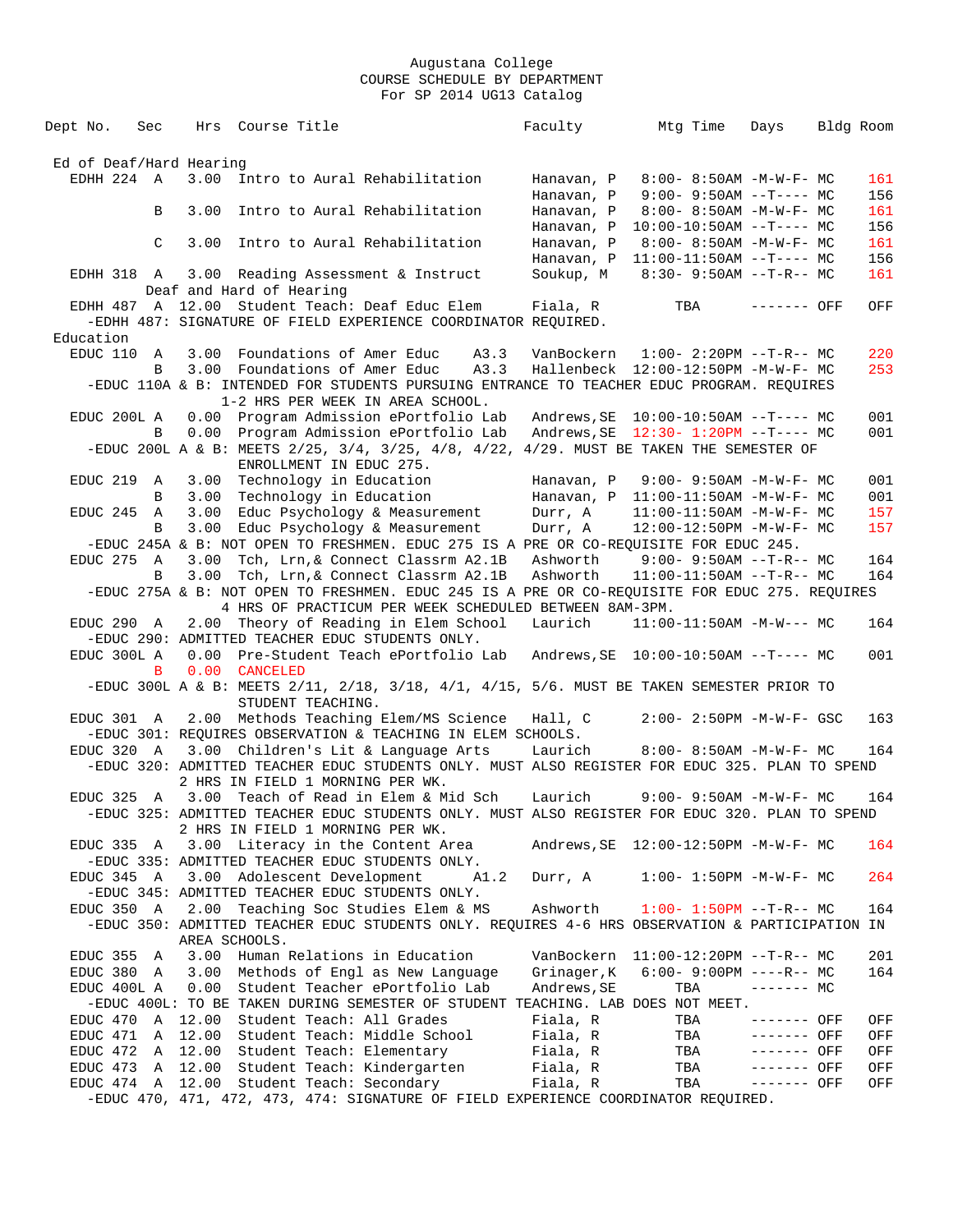Augustana College
COURSE SCHEDULE BY DEPARTMENT
For SP 2014 UG13 Catalog

| Dept | No. | Sec | Hrs | Course Title | | Faculty | Mtg Time | Days | Bldg | Room |
|---|---|---|---|---|---|---|---|---|---|---|
| **Ed of Deaf/Hard Hearing** | | | | | | | | | | |
| EDHH | 224 | A | 3.00 | Intro to Aural Rehabilitation | | Hanavan, P | 8:00- 8:50AM | -M-W-F- | MC | 161 |
| | | | | | | Hanavan, P | 9:00- 9:50AM | --T---- | MC | 156 |
| | | B | 3.00 | Intro to Aural Rehabilitation | | Hanavan, P | 8:00- 8:50AM | -M-W-F- | MC | 161 |
| | | | | | | Hanavan, P | 10:00-10:50AM | --T---- | MC | 156 |
| | | C | 3.00 | Intro to Aural Rehabilitation | | Hanavan, P | 8:00- 8:50AM | -M-W-F- | MC | 161 |
| | | | | | | Hanavan, P | 11:00-11:50AM | --T---- | MC | 156 |
| EDHH | 318 | A | 3.00 | Reading Assessment & Instruct Deaf and Hard of Hearing | | Soukup, M | 8:30- 9:50AM | --T-R-- | MC | 161 |
| EDHH | 487 | A | 12.00 | Student Teach: Deaf Educ Elem | | Fiala, R | TBA | ------- | OFF | OFF |
| -EDHH 487: SIGNATURE OF FIELD EXPERIENCE COORDINATOR REQUIRED. | | | | | | | | | | |
| **Education** | | | | | | | | | | |
| EDUC | 110 | A | 3.00 | Foundations of Amer Educ | A3.3 | VanBockern | 1:00- 2:20PM | --T-R-- | MC | 220 |
| | | B | 3.00 | Foundations of Amer Educ | A3.3 | Hallenbeck | 12:00-12:50PM | -M-W-F- | MC | 253 |
| -EDUC 110A & B: INTENDED FOR STUDENTS PURSUING ENTRANCE TO TEACHER EDUC PROGRAM. REQUIRES 1-2 HRS PER WEEK IN AREA SCHOOL. | | | | | | | | | | |
| EDUC | 200L | A | 0.00 | Program Admission ePortfolio Lab | | Andrews,SE | 10:00-10:50AM | --T---- | MC | 001 |
| | | B | 0.00 | Program Admission ePortfolio Lab | | Andrews,SE | 12:30- 1:20PM | --T---- | MC | 001 |
| -EDUC 200L A & B: MEETS 2/25, 3/4, 3/25, 4/8, 4/22, 4/29. MUST BE TAKEN THE SEMESTER OF ENROLLMENT IN EDUC 275. | | | | | | | | | | |
| EDUC | 219 | A | 3.00 | Technology in Education | | Hanavan, P | 9:00- 9:50AM | -M-W-F- | MC | 001 |
| | | B | 3.00 | Technology in Education | | Hanavan, P | 11:00-11:50AM | -M-W-F- | MC | 001 |
| EDUC | 245 | A | 3.00 | Educ Psychology & Measurement | | Durr, A | 11:00-11:50AM | -M-W-F- | MC | 157 |
| | | B | 3.00 | Educ Psychology & Measurement | | Durr, A | 12:00-12:50PM | -M-W-F- | MC | 157 |
| -EDUC 245A & B: NOT OPEN TO FRESHMEN. EDUC 275 IS A PRE OR CO-REQUISITE FOR EDUC 245. | | | | | | | | | | |
| EDUC | 275 | A | 3.00 | Tch, Lrn,& Connect Classrm | A2.1B | Ashworth | 9:00- 9:50AM | --T-R-- | MC | 164 |
| | | B | 3.00 | Tch, Lrn,& Connect Classrm | A2.1B | Ashworth | 11:00-11:50AM | --T-R-- | MC | 164 |
| -EDUC 275A & B: NOT OPEN TO FRESHMEN. EDUC 245 IS A PRE OR CO-REQUISITE FOR EDUC 275. REQUIRES 4 HRS OF PRACTICUM PER WEEK SCHEDULED BETWEEN 8AM-3PM. | | | | | | | | | | |
| EDUC | 290 | A | 2.00 | Theory of Reading in Elem School | | Laurich | 11:00-11:50AM | -M-W--- | MC | 164 |
| -EDUC 290: ADMITTED TEACHER EDUC STUDENTS ONLY. | | | | | | | | | | |
| EDUC | 300L | A | 0.00 | Pre-Student Teach ePortfolio Lab | | Andrews,SE | 10:00-10:50AM | --T---- | MC | 001 |
| | | B | 0.00 | CANCELED | | | | | | |
| -EDUC 300L A & B: MEETS 2/11, 2/18, 3/18, 4/1, 4/15, 5/6. MUST BE TAKEN SEMESTER PRIOR TO STUDENT TEACHING. | | | | | | | | | | |
| EDUC | 301 | A | 2.00 | Methods Teaching Elem/MS Science | | Hall, C | 2:00- 2:50PM | -M-W-F- | GSC | 163 |
| -EDUC 301: REQUIRES OBSERVATION & TEACHING IN ELEM SCHOOLS. | | | | | | | | | | |
| EDUC | 320 | A | 3.00 | Children's Lit & Language Arts | | Laurich | 8:00- 8:50AM | -M-W-F- | MC | 164 |
| -EDUC 320: ADMITTED TEACHER EDUC STUDENTS ONLY. MUST ALSO REGISTER FOR EDUC 325. PLAN TO SPEND 2 HRS IN FIELD 1 MORNING PER WK. | | | | | | | | | | |
| EDUC | 325 | A | 3.00 | Teach of Read in Elem & Mid Sch | | Laurich | 9:00- 9:50AM | -M-W-F- | MC | 164 |
| -EDUC 325: ADMITTED TEACHER EDUC STUDENTS ONLY. MUST ALSO REGISTER FOR EDUC 320. PLAN TO SPEND 2 HRS IN FIELD 1 MORNING PER WK. | | | | | | | | | | |
| EDUC | 335 | A | 3.00 | Literacy in the Content Area | | Andrews,SE | 12:00-12:50PM | -M-W-F- | MC | 164 |
| -EDUC 335: ADMITTED TEACHER EDUC STUDENTS ONLY. | | | | | | | | | | |
| EDUC | 345 | A | 3.00 | Adolescent Development | A1.2 | Durr, A | 1:00- 1:50PM | -M-W-F- | MC | 264 |
| -EDUC 345: ADMITTED TEACHER EDUC STUDENTS ONLY. | | | | | | | | | | |
| EDUC | 350 | A | 2.00 | Teaching Soc Studies Elem & MS | | Ashworth | 1:00- 1:50PM | --T-R-- | MC | 164 |
| -EDUC 350: ADMITTED TEACHER EDUC STUDENTS ONLY. REQUIRES 4-6 HRS OBSERVATION & PARTICIPATION IN AREA SCHOOLS. | | | | | | | | | | |
| EDUC | 355 | A | 3.00 | Human Relations in Education | | VanBockern | 11:00-12:20PM | --T-R-- | MC | 201 |
| EDUC | 380 | A | 3.00 | Methods of Engl as New Language | | Grinager,K | 6:00- 9:00PM | ----R-- | MC | 164 |
| EDUC | 400L | A | 0.00 | Student Teacher ePortfolio Lab | | Andrews,SE | TBA | ------- | MC | |
| -EDUC 400L: TO BE TAKEN DURING SEMESTER OF STUDENT TEACHING. LAB DOES NOT MEET. | | | | | | | | | | |
| EDUC | 470 | A | 12.00 | Student Teach: All Grades | | Fiala, R | TBA | ------- | OFF | OFF |
| EDUC | 471 | A | 12.00 | Student Teach: Middle School | | Fiala, R | TBA | ------- | OFF | OFF |
| EDUC | 472 | A | 12.00 | Student Teach: Elementary | | Fiala, R | TBA | ------- | OFF | OFF |
| EDUC | 473 | A | 12.00 | Student Teach: Kindergarten | | Fiala, R | TBA | ------- | OFF | OFF |
| EDUC | 474 | A | 12.00 | Student Teach: Secondary | | Fiala, R | TBA | ------- | OFF | OFF |
| -EDUC 470, 471, 472, 473, 474: SIGNATURE OF FIELD EXPERIENCE COORDINATOR REQUIRED. | | | | | | | | | | |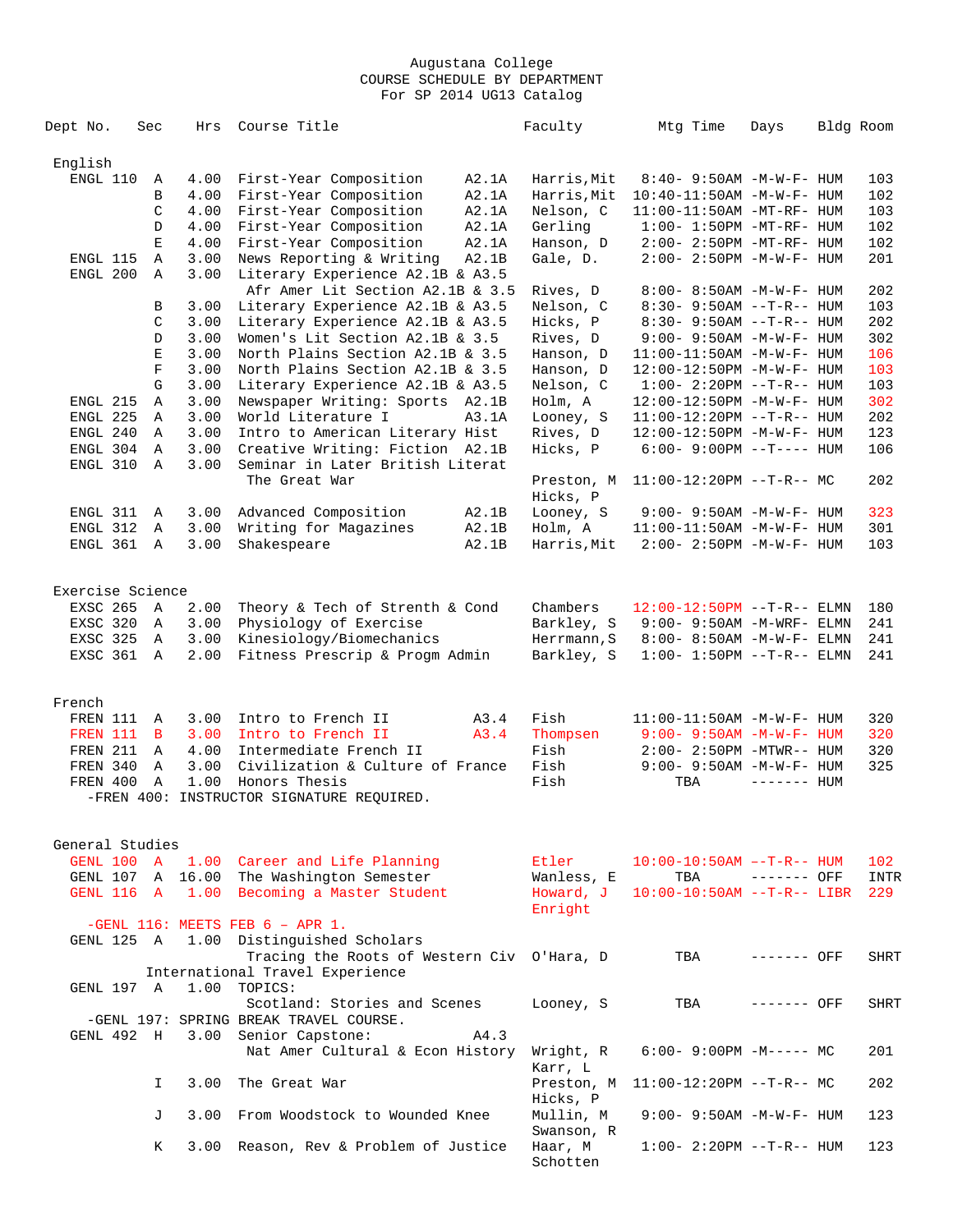Augustana College
COURSE SCHEDULE BY DEPARTMENT
For SP 2014 UG13 Catalog

| Dept No. | Sec | Hrs | Course Title | | Faculty | Mtg Time | Days | Bldg | Room |
|---|---|---|---|---|---|---|---|---|---|
| **English** | | | | | | | | | |
| ENGL 110 | A | 4.00 | First-Year Composition | A2.1A | Harris,Mit | 8:40- 9:50AM | -M-W-F- | HUM | 103 |
| | B | 4.00 | First-Year Composition | A2.1A | Harris,Mit | 10:40-11:50AM | -M-W-F- | HUM | 102 |
| | C | 4.00 | First-Year Composition | A2.1A | Nelson, C | 11:00-11:50AM | -MT-RF- | HUM | 103 |
| | D | 4.00 | First-Year Composition | A2.1A | Gerling | 1:00- 1:50PM | -MT-RF- | HUM | 102 |
| | E | 4.00 | First-Year Composition | A2.1A | Hanson, D | 2:00- 2:50PM | -MT-RF- | HUM | 102 |
| ENGL 115 | A | 3.00 | News Reporting & Writing | A2.1B | Gale, D. | 2:00- 2:50PM | -M-W-F- | HUM | 201 |
| ENGL 200 | A | 3.00 | Literary Experience A2.1B & A3.5 | | | | | | |
| | | | Afr Amer Lit Section A2.1B & 3.5 | | Rives, D | 8:00- 8:50AM | -M-W-F- | HUM | 202 |
| | B | 3.00 | Literary Experience A2.1B & A3.5 | | Nelson, C | 8:30- 9:50AM | --T-R-- | HUM | 103 |
| | C | 3.00 | Literary Experience A2.1B & A3.5 | | Hicks, P | 8:30- 9:50AM | --T-R-- | HUM | 202 |
| | D | 3.00 | Women's Lit Section A2.1B & 3.5 | | Rives, D | 9:00- 9:50AM | -M-W-F- | HUM | 302 |
| | E | 3.00 | North Plains Section A2.1B & 3.5 | | Hanson, D | 11:00-11:50AM | -M-W-F- | HUM | 106 |
| | F | 3.00 | North Plains Section A2.1B & 3.5 | | Hanson, D | 12:00-12:50PM | -M-W-F- | HUM | 103 |
| | G | 3.00 | Literary Experience A2.1B & A3.5 | | Nelson, C | 1:00- 2:20PM | --T-R-- | HUM | 103 |
| ENGL 215 | A | 3.00 | Newspaper Writing: Sports | A2.1B | Holm, A | 12:00-12:50PM | -M-W-F- | HUM | 302 |
| ENGL 225 | A | 3.00 | World Literature I | A3.1A | Looney, S | 11:00-12:20PM | --T-R-- | HUM | 202 |
| ENGL 240 | A | 3.00 | Intro to American Literary Hist | | Rives, D | 12:00-12:50PM | -M-W-F- | HUM | 123 |
| ENGL 304 | A | 3.00 | Creative Writing: Fiction | A2.1B | Hicks, P | 6:00- 9:00PM | --T---- | HUM | 106 |
| ENGL 310 | A | 3.00 | Seminar in Later British Literat | | | | | | |
| | | | The Great War | | Preston, M / Hicks, P | 11:00-12:20PM | --T-R-- | MC | 202 |
| ENGL 311 | A | 3.00 | Advanced Composition | A2.1B | Looney, S | 9:00- 9:50AM | -M-W-F- | HUM | 323 |
| ENGL 312 | A | 3.00 | Writing for Magazines | A2.1B | Holm, A | 11:00-11:50AM | -M-W-F- | HUM | 301 |
| ENGL 361 | A | 3.00 | Shakespeare | A2.1B | Harris,Mit | 2:00- 2:50PM | -M-W-F- | HUM | 103 |
| **Exercise Science** | | | | | | | | | |
| EXSC 265 | A | 2.00 | Theory & Tech of Strenth & Cond | | Chambers | 12:00-12:50PM | --T-R-- | ELMN | 180 |
| EXSC 320 | A | 3.00 | Physiology of Exercise | | Barkley, S | 9:00- 9:50AM | -M-WRF- | ELMN | 241 |
| EXSC 325 | A | 3.00 | Kinesiology/Biomechanics | | Herrmann,S | 8:00- 8:50AM | -M-W-F- | ELMN | 241 |
| EXSC 361 | A | 2.00 | Fitness Prescrip & Progm Admin | | Barkley, S | 1:00- 1:50PM | --T-R-- | ELMN | 241 |
| **French** | | | | | | | | | |
| FREN 111 | A | 3.00 | Intro to French II | A3.4 | Fish | 11:00-11:50AM | -M-W-F- | HUM | 320 |
| FREN 111 | B | 3.00 | Intro to French II | A3.4 | Thompsen | 9:00- 9:50AM | -M-W-F- | HUM | 320 |
| FREN 211 | A | 4.00 | Intermediate French II | | Fish | 2:00- 2:50PM | -MTWR-- | HUM | 320 |
| FREN 340 | A | 3.00 | Civilization & Culture of France | | Fish | 9:00- 9:50AM | -M-W-F- | HUM | 325 |
| FREN 400 | A | 1.00 | Honors Thesis | | Fish | TBA | ------- | HUM | |
| -FREN 400: INSTRUCTOR SIGNATURE REQUIRED. | | | | | | | | | |
| **General Studies** | | | | | | | | | |
| GENL 100 | A | 1.00 | Career and Life Planning | | Etler | 10:00-10:50AM | --T-R-- | HUM | 102 |
| GENL 107 | A | 16.00 | The Washington Semester | | Wanless, E | TBA | ------- | OFF | INTR |
| GENL 116 | A | 1.00 | Becoming a Master Student | | Howard, J / Enright | 10:00-10:50AM | --T-R-- | LIBR | 229 |
| -GENL 116: MEETS FEB 6 - APR 1. | | | | | | | | | |
| GENL 125 | A | 1.00 | Distinguished Scholars | | | | | | |
| | | | Tracing the Roots of Western Civ | | O'Hara, D | TBA | ------- | OFF | SHRT |
| | | | International Travel Experience | | | | | | |
| GENL 197 | A | 1.00 | TOPICS: | | | | | | |
| | | | Scotland: Stories and Scenes | | Looney, S | TBA | ------- | OFF | SHRT |
| -GENL 197: SPRING BREAK TRAVEL COURSE. | | | | | | | | | |
| GENL 492 | H | 3.00 | Senior Capstone: | A4.3 | | | | | |
| | | | Nat Amer Cultural & Econ History | | Wright, R / Karr, L | 6:00- 9:00PM | -M----- | MC | 201 |
| | I | 3.00 | The Great War | | Preston, M / Hicks, P | 11:00-12:20PM | --T-R-- | MC | 202 |
| | J | 3.00 | From Woodstock to Wounded Knee | | Mullin, M / Swanson, R | 9:00- 9:50AM | -M-W-F- | HUM | 123 |
| | K | 3.00 | Reason, Rev & Problem of Justice | | Haar, M / Schotten | 1:00- 2:20PM | --T-R-- | HUM | 123 |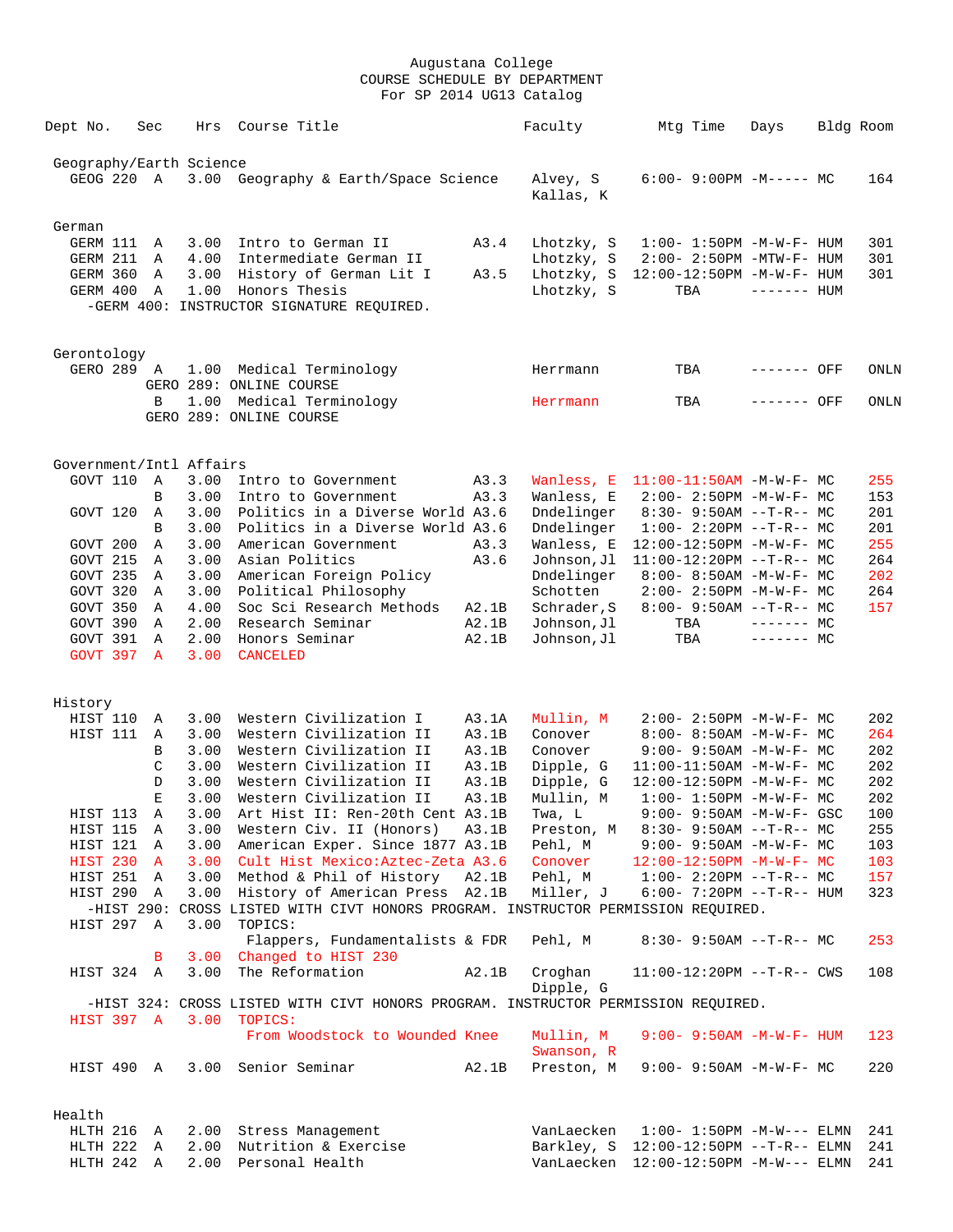# Augustana College
## COURSE SCHEDULE BY DEPARTMENT
### For SP 2014 UG13 Catalog

| Dept No. | Sec | Hrs | Course Title | | Faculty | Mtg Time | Days | Bldg | Room |
|---|---|---|---|---|---|---|---|---|---|
| **Geography/Earth Science** | | | | | | | | | |
| GEOG 220 | A | 3.00 | Geography & Earth/Space Science | | Alvey, S<br>Kallas, K | 6:00- 9:00PM | -M----- | MC | 164 |
| **German** | | | | | | | | | |
| GERM 111 | A | 3.00 | Intro to German II | A3.4 | Lhotzky, S | 1:00- 1:50PM | -M-W-F- | HUM | 301 |
| GERM 211 | A | 4.00 | Intermediate German II | | Lhotzky, S | 2:00- 2:50PM | -MTW-F- | HUM | 301 |
| GERM 360 | A | 3.00 | History of German Lit I | A3.5 | Lhotzky, S | 12:00-12:50PM | -M-W-F- | HUM | 301 |
| GERM 400 | A | 1.00 | Honors Thesis | | Lhotzky, S | TBA | ------- | HUM | |
| -GERM 400: INSTRUCTOR SIGNATURE REQUIRED. | | | | | | | | | |
| **Gerontology** | | | | | | | | | |
| GERO 289 | A | 1.00 | Medical Terminology | | Herrmann | TBA | ------- | OFF | ONLN |
| | | | GERO 289: ONLINE COURSE | | | | | | |
| | B | 1.00 | Medical Terminology | | Herrmann | TBA | ------- | OFF | ONLN |
| | | | GERO 289: ONLINE COURSE | | | | | | |
| **Government/Intl Affairs** | | | | | | | | | |
| GOVT 110 | A | 3.00 | Intro to Government | A3.3 | Wanless, E | 11:00-11:50AM | -M-W-F- | MC | 255 |
| | B | 3.00 | Intro to Government | A3.3 | Wanless, E | 2:00- 2:50PM | -M-W-F- | MC | 153 |
| GOVT 120 | A | 3.00 | Politics in a Diverse World | A3.6 | Dndelinger | 8:30- 9:50AM | --T-R-- | MC | 201 |
| | B | 3.00 | Politics in a Diverse World | A3.6 | Dndelinger | 1:00- 2:20PM | --T-R-- | MC | 201 |
| GOVT 200 | A | 3.00 | American Government | A3.3 | Wanless, E | 12:00-12:50PM | -M-W-F- | MC | 255 |
| GOVT 215 | A | 3.00 | Asian Politics | A3.6 | Johnson,Jl | 11:00-12:20PM | --T-R-- | MC | 264 |
| GOVT 235 | A | 3.00 | American Foreign Policy | | Dndelinger | 8:00- 8:50AM | -M-W-F- | MC | 202 |
| GOVT 320 | A | 3.00 | Political Philosophy | | Schotten | 2:00- 2:50PM | -M-W-F- | MC | 264 |
| GOVT 350 | A | 4.00 | Soc Sci Research Methods | A2.1B | Schrader,S | 8:00- 9:50AM | --T-R-- | MC | 157 |
| GOVT 390 | A | 2.00 | Research Seminar | A2.1B | Johnson,Jl | TBA | ------- | MC | |
| GOVT 391 | A | 2.00 | Honors Seminar | A2.1B | Johnson,Jl | TBA | ------- | MC | |
| GOVT 397 | A | 3.00 | CANCELED | | | | | | |
| **History** | | | | | | | | | |
| HIST 110 | A | 3.00 | Western Civilization I | A3.1A | Mullin, M | 2:00- 2:50PM | -M-W-F- | MC | 202 |
| HIST 111 | A | 3.00 | Western Civilization II | A3.1B | Conover | 8:00- 8:50AM | -M-W-F- | MC | 264 |
| | B | 3.00 | Western Civilization II | A3.1B | Conover | 9:00- 9:50AM | -M-W-F- | MC | 202 |
| | C | 3.00 | Western Civilization II | A3.1B | Dipple, G | 11:00-11:50AM | -M-W-F- | MC | 202 |
| | D | 3.00 | Western Civilization II | A3.1B | Dipple, G | 12:00-12:50PM | -M-W-F- | MC | 202 |
| | E | 3.00 | Western Civilization II | A3.1B | Mullin, M | 1:00- 1:50PM | -M-W-F- | MC | 202 |
| HIST 113 | A | 3.00 | Art Hist II: Ren-20th Cent | A3.1B | Twa, L | 9:00- 9:50AM | -M-W-F- | GSC | 100 |
| HIST 115 | A | 3.00 | Western Civ. II (Honors) | A3.1B | Preston, M | 8:30- 9:50AM | --T-R-- | MC | 255 |
| HIST 121 | A | 3.00 | American Exper. Since 1877 | A3.1B | Pehl, M | 9:00- 9:50AM | -M-W-F- | MC | 103 |
| HIST 230 | A | 3.00 | Cult Hist Mexico:Aztec-Zeta | A3.6 | Conover | 12:00-12:50PM | -M-W-F- | MC | 103 |
| HIST 251 | A | 3.00 | Method & Phil of History | A2.1B | Pehl, M | 1:00- 2:20PM | --T-R-- | MC | 157 |
| HIST 290 | A | 3.00 | History of American Press | A2.1B | Miller, J | 6:00- 7:20PM | --T-R-- | HUM | 323 |
| -HIST 290: CROSS LISTED WITH CIVT HONORS PROGRAM. INSTRUCTOR PERMISSION REQUIRED. | | | | | | | | | |
| HIST 297 | A | 3.00 | TOPICS:<br>Flappers, Fundamentalists & FDR | | Pehl, M | 8:30- 9:50AM | --T-R-- | MC | 253 |
| | B | 3.00 | Changed to HIST 230 | | | | | | |
| HIST 324 | A | 3.00 | The Reformation | A2.1B | Croghan<br>Dipple, G | 11:00-12:20PM | --T-R-- | CWS | 108 |
| -HIST 324: CROSS LISTED WITH CIVT HONORS PROGRAM. INSTRUCTOR PERMISSION REQUIRED. | | | | | | | | | |
| HIST 397 | A | 3.00 | TOPICS:<br>From Woodstock to Wounded Knee | | Mullin, M<br>Swanson, R | 9:00- 9:50AM | -M-W-F- | HUM | 123 |
| HIST 490 | A | 3.00 | Senior Seminar | A2.1B | Preston, M | 9:00- 9:50AM | -M-W-F- | MC | 220 |
| **Health** | | | | | | | | | |
| HLTH 216 | A | 2.00 | Stress Management | | VanLaecken | 1:00- 1:50PM | -M-W--- | ELMN | 241 |
| HLTH 222 | A | 2.00 | Nutrition & Exercise | | Barkley, S | 12:00-12:50PM | --T-R-- | ELMN | 241 |
| HLTH 242 | A | 2.00 | Personal Health | | VanLaecken | 12:00-12:50PM | -M-W--- | ELMN | 241 |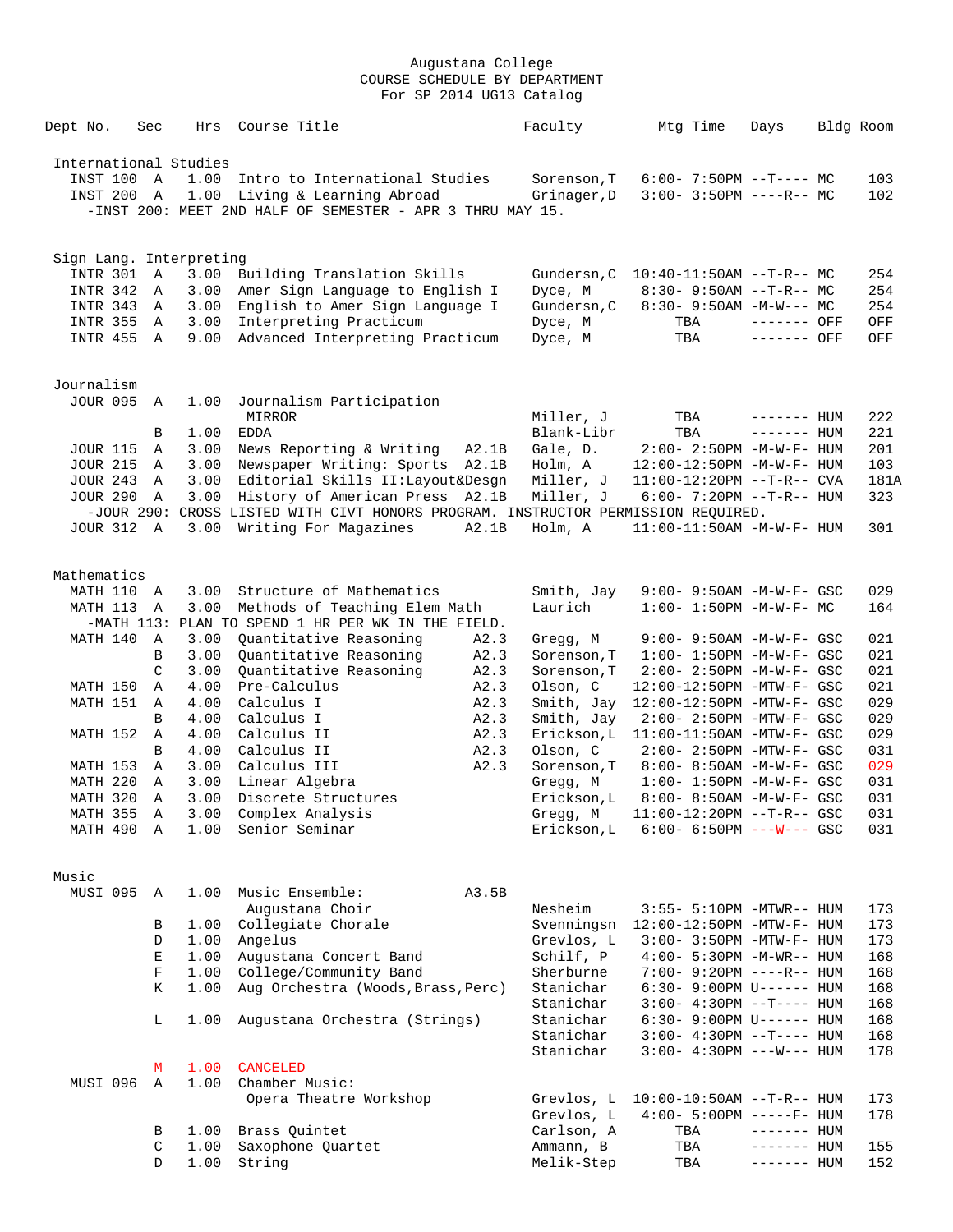# Augustana College
## COURSE SCHEDULE BY DEPARTMENT
### For SP 2014 UG13 Catalog

| Dept | No. | Sec | Hrs | Course Title | | Faculty | Mtg Time | Days | Bldg | Room |
|---|---|---|---|---|---|---|---|---|---|---|
| **International Studies** | | | | | | | | | | |
| INST | 100 | A | 1.00 | Intro to International Studies | | Sorenson,T | 6:00- 7:50PM | --T---- | MC | 103 |
| INST | 200 | A | 1.00 | Living & Learning Abroad | | Grinager,D | 3:00- 3:50PM | ----R-- | MC | 102 |
| -INST 200: MEET 2ND HALF OF SEMESTER - APR 3 THRU MAY 15. | | | | | | | | | | |
| **Sign Lang. Interpreting** | | | | | | | | | | |
| INTR | 301 | A | 3.00 | Building Translation Skills | | Gundersn,C | 10:40-11:50AM | --T-R-- | MC | 254 |
| INTR | 342 | A | 3.00 | Amer Sign Language to English I | | Dyce, M | 8:30- 9:50AM | --T-R-- | MC | 254 |
| INTR | 343 | A | 3.00 | English to Amer Sign Language I | | Gundersn,C | 8:30- 9:50AM | -M-W--- | MC | 254 |
| INTR | 355 | A | 3.00 | Interpreting Practicum | | Dyce, M | TBA | ------- | OFF | OFF |
| INTR | 455 | A | 9.00 | Advanced Interpreting Practicum | | Dyce, M | TBA | ------- | OFF | OFF |
| **Journalism** | | | | | | | | | | |
| JOUR | 095 | A | 1.00 | Journalism Participation | | | | | | |
| | | | | MIRROR | | Miller, J | TBA | ------- | HUM | 222 |
| | | B | 1.00 | EDDA | | Blank-Libr | TBA | ------- | HUM | 221 |
| JOUR | 115 | A | 3.00 | News Reporting & Writing | A2.1B | Gale, D. | 2:00- 2:50PM | -M-W-F- | HUM | 201 |
| JOUR | 215 | A | 3.00 | Newspaper Writing: Sports | A2.1B | Holm, A | 12:00-12:50PM | -M-W-F- | HUM | 103 |
| JOUR | 243 | A | 3.00 | Editorial Skills II:Layout&Desgn | | Miller, J | 11:00-12:20PM | --T-R-- | CVA | 181A |
| JOUR | 290 | A | 3.00 | History of American Press | A2.1B | Miller, J | 6:00- 7:20PM | --T-R-- | HUM | 323 |
| -JOUR 290: CROSS LISTED WITH CIVT HONORS PROGRAM. INSTRUCTOR PERMISSION REQUIRED. | | | | | | | | | | |
| JOUR | 312 | A | 3.00 | Writing For Magazines | A2.1B | Holm, A | 11:00-11:50AM | -M-W-F- | HUM | 301 |
| **Mathematics** | | | | | | | | | | |
| MATH | 110 | A | 3.00 | Structure of Mathematics | | Smith, Jay | 9:00- 9:50AM | -M-W-F- | GSC | 029 |
| MATH | 113 | A | 3.00 | Methods of Teaching Elem Math | | Laurich | 1:00- 1:50PM | -M-W-F- | MC | 164 |
| -MATH 113: PLAN TO SPEND 1 HR PER WK IN THE FIELD. | | | | | | | | | | |
| MATH | 140 | A | 3.00 | Quantitative Reasoning | A2.3 | Gregg, M | 9:00- 9:50AM | -M-W-F- | GSC | 021 |
| | | B | 3.00 | Quantitative Reasoning | A2.3 | Sorenson,T | 1:00- 1:50PM | -M-W-F- | GSC | 021 |
| | | C | 3.00 | Quantitative Reasoning | A2.3 | Sorenson,T | 2:00- 2:50PM | -M-W-F- | GSC | 021 |
| MATH | 150 | A | 4.00 | Pre-Calculus | A2.3 | Olson, C | 12:00-12:50PM | -MTW-F- | GSC | 021 |
| MATH | 151 | A | 4.00 | Calculus I | A2.3 | Smith, Jay | 12:00-12:50PM | -MTW-F- | GSC | 029 |
| | | B | 4.00 | Calculus I | A2.3 | Smith, Jay | 2:00- 2:50PM | -MTW-F- | GSC | 029 |
| MATH | 152 | A | 4.00 | Calculus II | A2.3 | Erickson,L | 11:00-11:50AM | -MTW-F- | GSC | 029 |
| | | B | 4.00 | Calculus II | A2.3 | Olson, C | 2:00- 2:50PM | -MTW-F- | GSC | 031 |
| MATH | 153 | A | 3.00 | Calculus III | A2.3 | Sorenson,T | 8:00- 8:50AM | -M-W-F- | GSC | 029 |
| MATH | 220 | A | 3.00 | Linear Algebra | | Gregg, M | 1:00- 1:50PM | -M-W-F- | GSC | 031 |
| MATH | 320 | A | 3.00 | Discrete Structures | | Erickson,L | 8:00- 8:50AM | -M-W-F- | GSC | 031 |
| MATH | 355 | A | 3.00 | Complex Analysis | | Gregg, M | 11:00-12:20PM | --T-R-- | GSC | 031 |
| MATH | 490 | A | 1.00 | Senior Seminar | | Erickson,L | 6:00- 6:50PM | ---W--- | GSC | 031 |
| **Music** | | | | | | | | | | |
| MUSI | 095 | A | 1.00 | Music Ensemble: | A3.5B | | | | | |
| | | | | Augustana Choir | | Nesheim | 3:55- 5:10PM | -MTWR-- | HUM | 173 |
| | | B | 1.00 | Collegiate Chorale | | Svenningsn | 12:00-12:50PM | -MTW-F- | HUM | 173 |
| | | D | 1.00 | Angelus | | Grevlos, L | 3:00- 3:50PM | -MTW-F- | HUM | 173 |
| | | E | 1.00 | Augustana Concert Band | | Schilf, P | 4:00- 5:30PM | -M-WR-- | HUM | 168 |
| | | F | 1.00 | College/Community Band | | Sherburne | 7:00- 9:20PM | ----R-- | HUM | 168 |
| | | K | 1.00 | Aug Orchestra (Woods,Brass,Perc) | | Stanichar | 6:30- 9:00PM | U------ | HUM | 168 |
| | | | | | | Stanichar | 3:00- 4:30PM | --T---- | HUM | 168 |
| | | L | 1.00 | Augustana Orchestra (Strings) | | Stanichar | 6:30- 9:00PM | U------ | HUM | 168 |
| | | | | | | Stanichar | 3:00- 4:30PM | --T---- | HUM | 168 |
| | | | | | | Stanichar | 3:00- 4:30PM | ---W--- | HUM | 178 |
| | | M | 1.00 | CANCELED | | | | | | |
| MUSI | 096 | A | 1.00 | Chamber Music: | | | | | | |
| | | | | Opera Theatre Workshop | | Grevlos, L | 10:00-10:50AM | --T-R-- | HUM | 173 |
| | | | | | | Grevlos, L | 4:00- 5:00PM | -----F- | HUM | 178 |
| | | B | 1.00 | Brass Quintet | | Carlson, A | TBA | ------- | HUM | |
| | | C | 1.00 | Saxophone Quartet | | Ammann, B | TBA | ------- | HUM | 155 |
| | | D | 1.00 | String | | Melik-Step | TBA | ------- | HUM | 152 |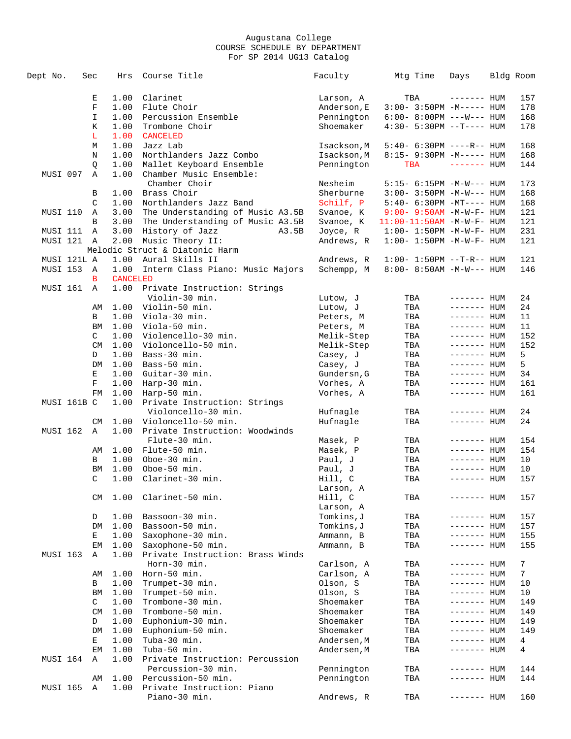Augustana College
COURSE SCHEDULE BY DEPARTMENT
For SP 2014 UG13 Catalog

| Dept No. | Sec | Hrs | Course Title | Faculty | Mtg Time | Days | Bldg | Room |
|---|---|---|---|---|---|---|---|---|
| | E | 1.00 | Clarinet | Larson, A | TBA | ------- | HUM | 157 |
| | F | 1.00 | Flute Choir | Anderson,E | 3:00- 3:50PM | -M----- | HUM | 178 |
| | I | 1.00 | Percussion Ensemble | Pennington | 6:00- 8:00PM | ---W--- | HUM | 168 |
| | K | 1.00 | Trombone Choir | Shoemaker | 4:30- 5:30PM | --T---- | HUM | 178 |
| | L | 1.00 | CANCELED | | | | | |
| | M | 1.00 | Jazz Lab | Isackson,M | 5:40- 6:30PM | ----R-- | HUM | 168 |
| | N | 1.00 | Northlanders Jazz Combo | Isackson,M | 8:15- 9:30PM | -M----- | HUM | 168 |
| | Q | 1.00 | Mallet Keyboard Ensemble | Pennington | TBA | ------- | HUM | 144 |
| MUSI 097 | A | 1.00 | Chamber Music Ensemble: Chamber Choir | Nesheim | 5:15- 6:15PM | -M-W--- | HUM | 173 |
| | B | 1.00 | Brass Choir | Sherburne | 3:00- 3:50PM | -M-W--- | HUM | 168 |
| | C | 1.00 | Northlanders Jazz Band | Schilf, P | 5:40- 6:30PM | -MT---- | HUM | 168 |
| MUSI 110 | A | 3.00 | The Understanding of Music A3.5B | Svanoe, K | 9:00- 9:50AM | -M-W-F- | HUM | 121 |
| | B | 3.00 | The Understanding of Music A3.5B | Svanoe, K | 11:00-11:50AM | -M-W-F- | HUM | 121 |
| MUSI 111 | A | 3.00 | History of Jazz A3.5B | Joyce, R | 1:00- 1:50PM | -M-W-F- | HUM | 231 |
| MUSI 121 | A | 2.00 | Music Theory II: Melodic Struct & Diatonic Harm | Andrews, R | 1:00- 1:50PM | -M-W-F- | HUM | 121 |
| MUSI 121L | A | 1.00 | Aural Skills II | Andrews, R | 1:00- 1:50PM | --T-R-- | HUM | 121 |
| MUSI 153 | A | 1.00 | Interm Class Piano: Music Majors | Schempp, M | 8:00- 8:50AM | -M-W--- | HUM | 146 |
| | B | | CANCELED | | | | | |
| MUSI 161 | A | 1.00 | Private Instruction: Strings Violin-30 min. | Lutow, J | TBA | ------- | HUM | 24 |
| | AM | 1.00 | Violin-50 min. | Lutow, J | TBA | ------- | HUM | 24 |
| | B | 1.00 | Viola-30 min. | Peters, M | TBA | ------- | HUM | 11 |
| | BM | 1.00 | Viola-50 min. | Peters, M | TBA | ------- | HUM | 11 |
| | C | 1.00 | Violencello-30 min. | Melik-Step | TBA | ------- | HUM | 152 |
| | CM | 1.00 | Violoncello-50 min. | Melik-Step | TBA | ------- | HUM | 152 |
| | D | 1.00 | Bass-30 min. | Casey, J | TBA | ------- | HUM | 5 |
| | DM | 1.00 | Bass-50 min. | Casey, J | TBA | ------- | HUM | 5 |
| | E | 1.00 | Guitar-30 min. | Gundersn,G | TBA | ------- | HUM | 34 |
| | F | 1.00 | Harp-30 min. | Vorhes, A | TBA | ------- | HUM | 161 |
| | FM | 1.00 | Harp-50 min. | Vorhes, A | TBA | ------- | HUM | 161 |
| MUSI 161B | C | 1.00 | Private Instruction: Strings Violoncello-30 min. | Hufnagle | TBA | ------- | HUM | 24 |
| | CM | 1.00 | Violoncello-50 min. | Hufnagle | TBA | ------- | HUM | 24 |
| MUSI 162 | A | 1.00 | Private Instruction: Woodwinds Flute-30 min. | Masek, P | TBA | ------- | HUM | 154 |
| | AM | 1.00 | Flute-50 min. | Masek, P | TBA | ------- | HUM | 154 |
| | B | 1.00 | Oboe-30 min. | Paul, J | TBA | ------- | HUM | 10 |
| | BM | 1.00 | Oboe-50 min. | Paul, J | TBA | ------- | HUM | 10 |
| | C | 1.00 | Clarinet-30 min. | Hill, C; Larson, A | TBA | ------- | HUM | 157 |
| | CM | 1.00 | Clarinet-50 min. | Hill, C; Larson, A | TBA | ------- | HUM | 157 |
| | D | 1.00 | Bassoon-30 min. | Tomkins,J | TBA | ------- | HUM | 157 |
| | DM | 1.00 | Bassoon-50 min. | Tomkins,J | TBA | ------- | HUM | 157 |
| | E | 1.00 | Saxophone-30 min. | Ammann, B | TBA | ------- | HUM | 155 |
| | EM | 1.00 | Saxophone-50 min. | Ammann, B | TBA | ------- | HUM | 155 |
| MUSI 163 | A | 1.00 | Private Instruction: Brass Winds Horn-30 min. | Carlson, A | TBA | ------- | HUM | 7 |
| | AM | 1.00 | Horn-50 min. | Carlson, A | TBA | ------- | HUM | 7 |
| | B | 1.00 | Trumpet-30 min. | Olson, S | TBA | ------- | HUM | 10 |
| | BM | 1.00 | Trumpet-50 min. | Olson, S | TBA | ------- | HUM | 10 |
| | C | 1.00 | Trombone-30 min. | Shoemaker | TBA | ------- | HUM | 149 |
| | CM | 1.00 | Trombone-50 min. | Shoemaker | TBA | ------- | HUM | 149 |
| | D | 1.00 | Euphonium-30 min. | Shoemaker | TBA | ------- | HUM | 149 |
| | DM | 1.00 | Euphonium-50 min. | Shoemaker | TBA | ------- | HUM | 149 |
| | E | 1.00 | Tuba-30 min. | Andersen,M | TBA | ------- | HUM | 4 |
| | EM | 1.00 | Tuba-50 min. | Andersen,M | TBA | ------- | HUM | 4 |
| MUSI 164 | A | 1.00 | Private Instruction: Percussion Percussion-30 min. | Pennington | TBA | ------- | HUM | 144 |
| | AM | 1.00 | Percussion-50 min. | Pennington | TBA | ------- | HUM | 144 |
| MUSI 165 | A | 1.00 | Private Instruction: Piano Piano-30 min. | Andrews, R | TBA | ------- | HUM | 160 |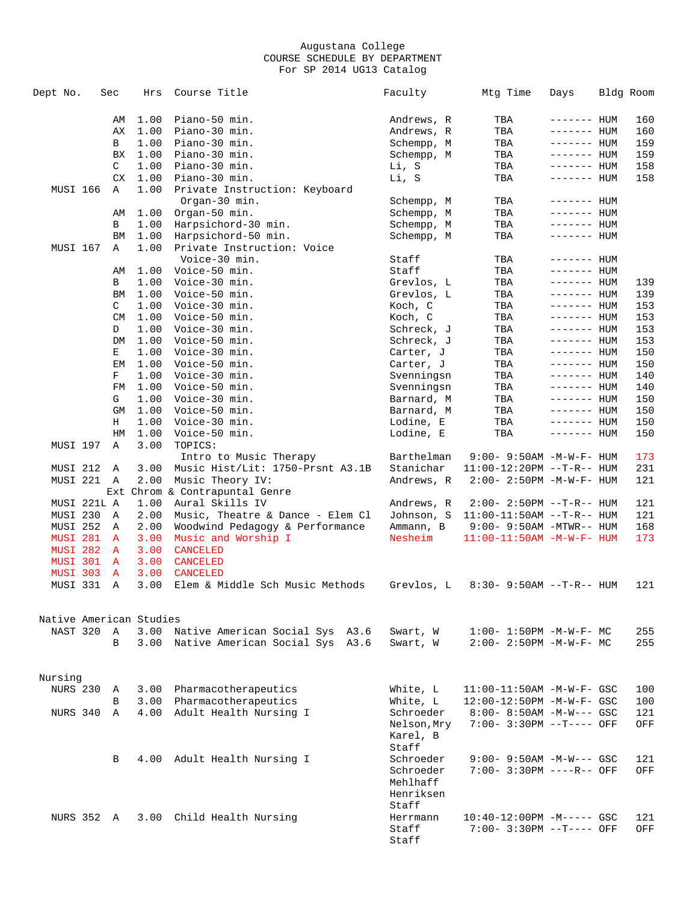Augustana College
COURSE SCHEDULE BY DEPARTMENT
For SP 2014 UG13 Catalog

| Dept No. | Sec | Hrs | Course Title | Faculty | Mtg Time | Days | Bldg | Room |
|---|---|---|---|---|---|---|---|---|
| | AM | 1.00 | Piano-50 min. | Andrews, R | TBA | ------- | HUM | 160 |
| | AX | 1.00 | Piano-30 min. | Andrews, R | TBA | ------- | HUM | 160 |
| | B | 1.00 | Piano-30 min. | Schempp, M | TBA | ------- | HUM | 159 |
| | BX | 1.00 | Piano-30 min. | Schempp, M | TBA | ------- | HUM | 159 |
| | C | 1.00 | Piano-30 min. | Li, S | TBA | ------- | HUM | 158 |
| | CX | 1.00 | Piano-30 min. | Li, S | TBA | ------- | HUM | 158 |
| MUSI 166 | A | 1.00 | Private Instruction: Keyboard | | | | | |
| | | | Organ-30 min. | Schempp, M | TBA | ------- | HUM | |
| | AM | 1.00 | Organ-50 min. | Schempp, M | TBA | ------- | HUM | |
| | B | 1.00 | Harpsichord-30 min. | Schempp, M | TBA | ------- | HUM | |
| | BM | 1.00 | Harpsichord-50 min. | Schempp, M | TBA | ------- | HUM | |
| MUSI 167 | A | 1.00 | Private Instruction: Voice | | | | | |
| | | | Voice-30 min. | Staff | TBA | ------- | HUM | |
| | AM | 1.00 | Voice-50 min. | Staff | TBA | ------- | HUM | |
| | B | 1.00 | Voice-30 min. | Grevlos, L | TBA | ------- | HUM | 139 |
| | BM | 1.00 | Voice-50 min. | Grevlos, L | TBA | ------- | HUM | 139 |
| | C | 1.00 | Voice-30 min. | Koch, C | TBA | ------- | HUM | 153 |
| | CM | 1.00 | Voice-50 min. | Koch, C | TBA | ------- | HUM | 153 |
| | D | 1.00 | Voice-30 min. | Schreck, J | TBA | ------- | HUM | 153 |
| | DM | 1.00 | Voice-50 min. | Schreck, J | TBA | ------- | HUM | 153 |
| | E | 1.00 | Voice-30 min. | Carter, J | TBA | ------- | HUM | 150 |
| | EM | 1.00 | Voice-50 min. | Carter, J | TBA | ------- | HUM | 150 |
| | F | 1.00 | Voice-30 min. | Svenningsn | TBA | ------- | HUM | 140 |
| | FM | 1.00 | Voice-50 min. | Svenningsn | TBA | ------- | HUM | 140 |
| | G | 1.00 | Voice-30 min. | Barnard, M | TBA | ------- | HUM | 150 |
| | GM | 1.00 | Voice-50 min. | Barnard, M | TBA | ------- | HUM | 150 |
| | H | 1.00 | Voice-30 min. | Lodine, E | TBA | ------- | HUM | 150 |
| | HM | 1.00 | Voice-50 min. | Lodine, E | TBA | ------- | HUM | 150 |
| MUSI 197 | A | 3.00 | TOPICS: | | | | | |
| | | | Intro to Music Therapy | Barthelman | 9:00- 9:50AM | -M-W-F- | HUM | 173 |
| MUSI 212 | A | 3.00 | Music Hist/Lit: 1750-Prsnt A3.1B | Stanichar | 11:00-12:20PM | --T-R-- | HUM | 231 |
| MUSI 221 | A | 2.00 | Music Theory IV: | Andrews, R | 2:00- 2:50PM | -M-W-F- | HUM | 121 |
| | | | Ext Chrom & Contrapuntal Genre | | | | | |
| MUSI 221L | A | 1.00 | Aural Skills IV | Andrews, R | 2:00- 2:50PM | --T-R-- | HUM | 121 |
| MUSI 230 | A | 2.00 | Music, Theatre & Dance - Elem Cl | Johnson, S | 11:00-11:50AM | --T-R-- | HUM | 121 |
| MUSI 252 | A | 2.00 | Woodwind Pedagogy & Performance | Ammann, B | 9:00- 9:50AM | -MTWR-- | HUM | 168 |
| MUSI 281 | A | 3.00 | Music and Worship I | Nesheim | 11:00-11:50AM | -M-W-F- | HUM | 173 |
| MUSI 282 | A | 3.00 | CANCELED | | | | | |
| MUSI 301 | A | 3.00 | CANCELED | | | | | |
| MUSI 303 | A | 3.00 | CANCELED | | | | | |
| MUSI 331 | A | 3.00 | Elem & Middle Sch Music Methods | Grevlos, L | 8:30- 9:50AM | --T-R-- | HUM | 121 |

## Native American Studies

| Dept No. | Sec | Hrs | Course Title | Faculty | Mtg Time | Days | Bldg | Room |
|---|---|---|---|---|---|---|---|---|
| NAST 320 | A | 3.00 | Native American Social Sys A3.6 | Swart, W | 1:00- 1:50PM | -M-W-F- | MC | 255 |
| | B | 3.00 | Native American Social Sys A3.6 | Swart, W | 2:00- 2:50PM | -M-W-F- | MC | 255 |

## Nursing

| Dept No. | Sec | Hrs | Course Title | Faculty | Mtg Time | Days | Bldg | Room |
|---|---|---|---|---|---|---|---|---|
| NURS 230 | A | 3.00 | Pharmacotherapeutics | White, L | 11:00-11:50AM | -M-W-F- | GSC | 100 |
| | B | 3.00 | Pharmacotherapeutics | White, L | 12:00-12:50PM | -M-W-F- | GSC | 100 |
| NURS 340 | A | 4.00 | Adult Health Nursing I | Schroeder | 8:00- 8:50AM | -M-W--- | GSC | 121 |
| | | | | Nelson,Mry | 7:00- 3:30PM | --T---- | OFF | OFF |
| | | | | Karel, B | | | | |
| | | | | Staff | | | | |
| | B | 4.00 | Adult Health Nursing I | Schroeder | 9:00- 9:50AM | -M-W--- | GSC | 121 |
| | | | | Schroeder | 7:00- 3:30PM | ----R-- | OFF | OFF |
| | | | | Mehlhaff | | | | |
| | | | | Henriksen | | | | |
| | | | | Staff | | | | |
| NURS 352 | A | 3.00 | Child Health Nursing | Herrmann | 10:40-12:00PM | -M----- | GSC | 121 |
| | | | | Staff | 7:00- 3:30PM | --T---- | OFF | OFF |
| | | | | Staff | | | | |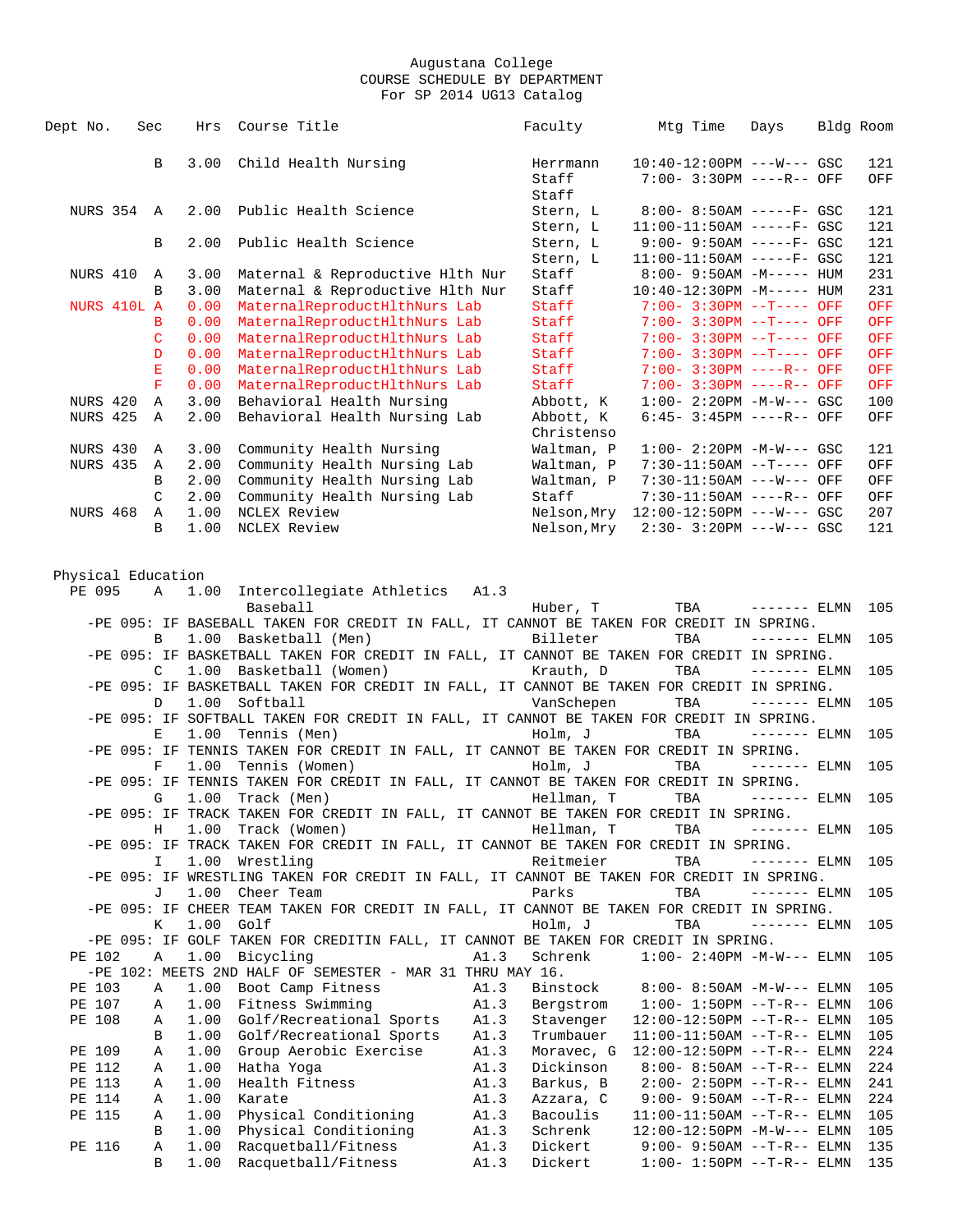Augustana College
COURSE SCHEDULE BY DEPARTMENT
For SP 2014 UG13 Catalog

| Dept No. | Sec | Hrs | Course Title | | Faculty | Mtg Time | Days | Bldg | Room |
|---|---|---|---|---|---|---|---|---|---|
| | B | 3.00 | Child Health Nursing | | Herrmann | 10:40-12:00PM | ---W--- | GSC | 121 |
| | | | | | Staff | 7:00- 3:30PM | ----R-- | OFF | OFF |
| | | | | | Staff | | | | |
| NURS 354 | A | 2.00 | Public Health Science | | Stern, L | 8:00- 8:50AM | -----F- | GSC | 121 |
| | | | | | Stern, L | 11:00-11:50AM | -----F- | GSC | 121 |
| | B | 2.00 | Public Health Science | | Stern, L | 9:00- 9:50AM | -----F- | GSC | 121 |
| | | | | | Stern, L | 11:00-11:50AM | -----F- | GSC | 121 |
| NURS 410 | A | 3.00 | Maternal & Reproductive Hlth Nur | | Staff | 8:00- 9:50AM | -M----- | HUM | 231 |
| | B | 3.00 | Maternal & Reproductive Hlth Nur | | Staff | 10:40-12:30PM | -M----- | HUM | 231 |
| NURS 410L | A | 0.00 | MaternalReproductHlthNurs Lab | | Staff | 7:00- 3:30PM | --T---- | OFF | OFF |
| | B | 0.00 | MaternalReproductHlthNurs Lab | | Staff | 7:00- 3:30PM | --T---- | OFF | OFF |
| | C | 0.00 | MaternalReproductHlthNurs Lab | | Staff | 7:00- 3:30PM | --T---- | OFF | OFF |
| | D | 0.00 | MaternalReproductHlthNurs Lab | | Staff | 7:00- 3:30PM | --T---- | OFF | OFF |
| | E | 0.00 | MaternalReproductHlthNurs Lab | | Staff | 7:00- 3:30PM | ----R-- | OFF | OFF |
| | F | 0.00 | MaternalReproductHlthNurs Lab | | Staff | 7:00- 3:30PM | ----R-- | OFF | OFF |
| NURS 420 | A | 3.00 | Behavioral Health Nursing | | Abbott, K | 1:00- 2:20PM | -M-W--- | GSC | 100 |
| NURS 425 | A | 2.00 | Behavioral Health Nursing Lab | | Abbott, K | 6:45- 3:45PM | ----R-- | OFF | OFF |
| | | | | | Christenso | | | | |
| NURS 430 | A | 3.00 | Community Health Nursing | | Waltman, P | 1:00- 2:20PM | -M-W--- | GSC | 121 |
| NURS 435 | A | 2.00 | Community Health Nursing Lab | | Waltman, P | 7:30-11:50AM | --T---- | OFF | OFF |
| | B | 2.00 | Community Health Nursing Lab | | Waltman, P | 7:30-11:50AM | ---W--- | OFF | OFF |
| | C | 2.00 | Community Health Nursing Lab | | Staff | 7:30-11:50AM | ----R-- | OFF | OFF |
| NURS 468 | A | 1.00 | NCLEX Review | | Nelson,Mry | 12:00-12:50PM | ---W--- | GSC | 207 |
| | B | 1.00 | NCLEX Review | | Nelson,Mry | 2:30- 3:20PM | ---W--- | GSC | 121 |

## Physical Education

| Dept No. | Sec | Hrs | Course Title | | Faculty | Mtg Time | Days | Bldg | Room |
|---|---|---|---|---|---|---|---|---|---|
| PE 095 | A | 1.00 | Intercollegiate Athletics | A1.3 | | | | | |
| | | | Baseball | | Huber, T | TBA | ------- | ELMN | 105 |
| -PE 095: IF BASEBALL TAKEN FOR CREDIT IN FALL, IT CANNOT BE TAKEN FOR CREDIT IN SPRING. | | | | | | | | | |
| | B | 1.00 | Basketball (Men) | | Billeter | TBA | ------- | ELMN | 105 |
| -PE 095: IF BASKETBALL TAKEN FOR CREDIT IN FALL, IT CANNOT BE TAKEN FOR CREDIT IN SPRING. | | | | | | | | | |
| | C | 1.00 | Basketball (Women) | | Krauth, D | TBA | ------- | ELMN | 105 |
| -PE 095: IF BASKETBALL TAKEN FOR CREDIT IN FALL, IT CANNOT BE TAKEN FOR CREDIT IN SPRING. | | | | | | | | | |
| | D | 1.00 | Softball | | VanSchepen | TBA | ------- | ELMN | 105 |
| -PE 095: IF SOFTBALL TAKEN FOR CREDIT IN FALL, IT CANNOT BE TAKEN FOR CREDIT IN SPRING. | | | | | | | | | |
| | E | 1.00 | Tennis (Men) | | Holm, J | TBA | ------- | ELMN | 105 |
| -PE 095: IF TENNIS TAKEN FOR CREDIT IN FALL, IT CANNOT BE TAKEN FOR CREDIT IN SPRING. | | | | | | | | | |
| | F | 1.00 | Tennis (Women) | | Holm, J | TBA | ------- | ELMN | 105 |
| -PE 095: IF TENNIS TAKEN FOR CREDIT IN FALL, IT CANNOT BE TAKEN FOR CREDIT IN SPRING. | | | | | | | | | |
| | G | 1.00 | Track (Men) | | Hellman, T | TBA | ------- | ELMN | 105 |
| -PE 095: IF TRACK TAKEN FOR CREDIT IN FALL, IT CANNOT BE TAKEN FOR CREDIT IN SPRING. | | | | | | | | | |
| | H | 1.00 | Track (Women) | | Hellman, T | TBA | ------- | ELMN | 105 |
| -PE 095: IF TRACK TAKEN FOR CREDIT IN FALL, IT CANNOT BE TAKEN FOR CREDIT IN SPRING. | | | | | | | | | |
| | I | 1.00 | Wrestling | | Reitmeier | TBA | ------- | ELMN | 105 |
| -PE 095: IF WRESTLING TAKEN FOR CREDIT IN FALL, IT CANNOT BE TAKEN FOR CREDIT IN SPRING. | | | | | | | | | |
| | J | 1.00 | Cheer Team | | Parks | TBA | ------- | ELMN | 105 |
| -PE 095: IF CHEER TEAM TAKEN FOR CREDIT IN FALL, IT CANNOT BE TAKEN FOR CREDIT IN SPRING. | | | | | | | | | |
| | K | 1.00 | Golf | | Holm, J | TBA | ------- | ELMN | 105 |
| -PE 095: IF GOLF TAKEN FOR CREDITIN FALL, IT CANNOT BE TAKEN FOR CREDIT IN SPRING. | | | | | | | | | |
| PE 102 | A | 1.00 | Bicycling | A1.3 | Schrenk | 1:00- 2:40PM | -M-W--- | ELMN | 105 |
| -PE 102: MEETS 2ND HALF OF SEMESTER - MAR 31 THRU MAY 16. | | | | | | | | | |
| PE 103 | A | 1.00 | Boot Camp Fitness | A1.3 | Binstock | 8:00- 8:50AM | -M-W--- | ELMN | 105 |
| PE 107 | A | 1.00 | Fitness Swimming | A1.3 | Bergstrom | 1:00- 1:50PM | --T-R-- | ELMN | 106 |
| PE 108 | A | 1.00 | Golf/Recreational Sports | A1.3 | Stavenger | 12:00-12:50PM | --T-R-- | ELMN | 105 |
| | B | 1.00 | Golf/Recreational Sports | A1.3 | Trumbauer | 11:00-11:50AM | --T-R-- | ELMN | 105 |
| PE 109 | A | 1.00 | Group Aerobic Exercise | A1.3 | Moravec, G | 12:00-12:50PM | --T-R-- | ELMN | 224 |
| PE 112 | A | 1.00 | Hatha Yoga | A1.3 | Dickinson | 8:00- 8:50AM | --T-R-- | ELMN | 224 |
| PE 113 | A | 1.00 | Health Fitness | A1.3 | Barkus, B | 2:00- 2:50PM | --T-R-- | ELMN | 241 |
| PE 114 | A | 1.00 | Karate | A1.3 | Azzara, C | 9:00- 9:50AM | --T-R-- | ELMN | 224 |
| PE 115 | A | 1.00 | Physical Conditioning | A1.3 | Bacoulis | 11:00-11:50AM | --T-R-- | ELMN | 105 |
| | B | 1.00 | Physical Conditioning | A1.3 | Schrenk | 12:00-12:50PM | -M-W--- | ELMN | 105 |
| PE 116 | A | 1.00 | Racquetball/Fitness | A1.3 | Dickert | 9:00- 9:50AM | --T-R-- | ELMN | 135 |
| | B | 1.00 | Racquetball/Fitness | A1.3 | Dickert | 1:00- 1:50PM | --T-R-- | ELMN | 135 |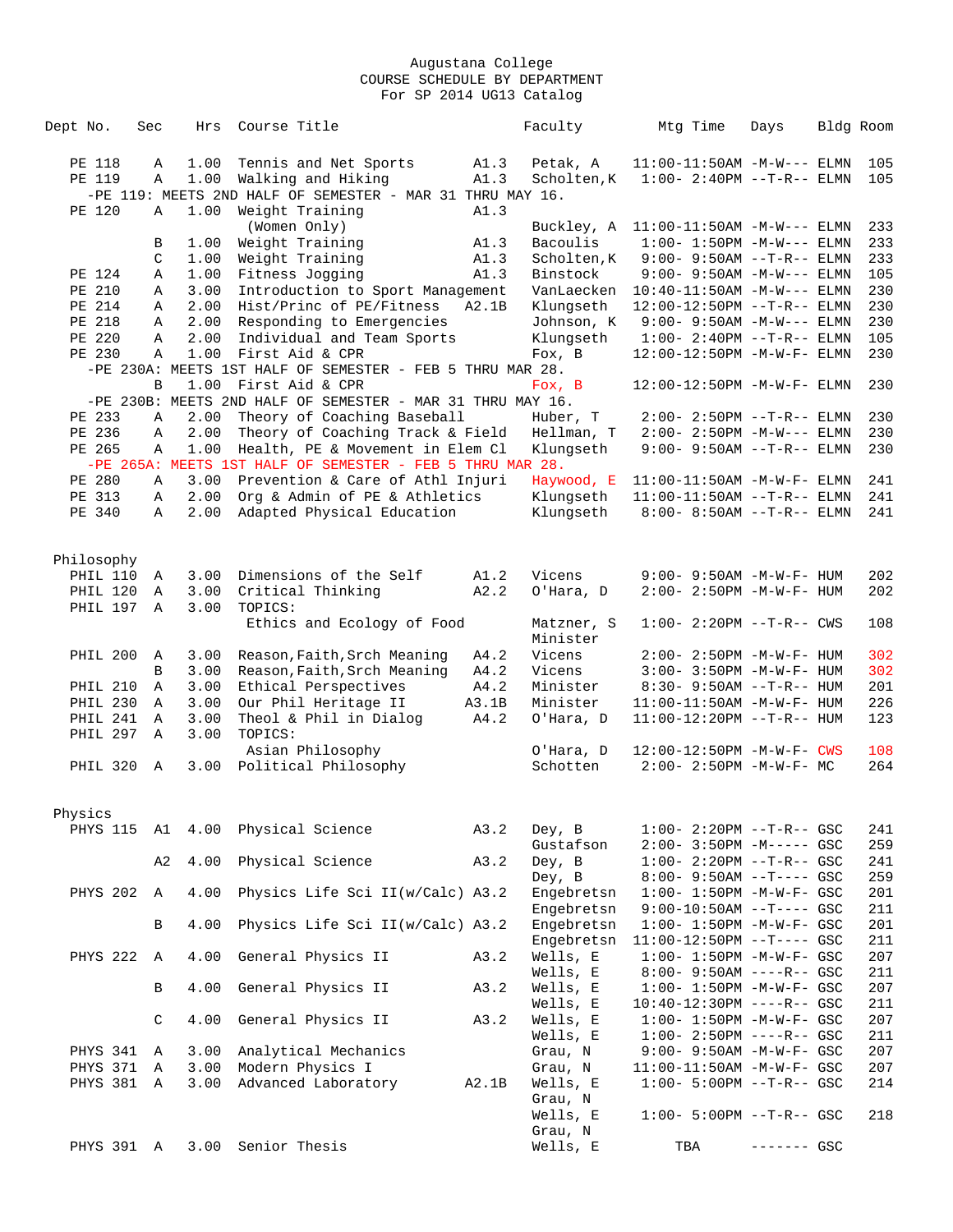Augustana College
COURSE SCHEDULE BY DEPARTMENT
For SP 2014 UG13 Catalog

| Dept No. | Sec | Hrs | Course Title | | Faculty | Mtg Time | Days | Bldg | Room |
|---|---|---|---|---|---|---|---|---|---|
| PE 118 | A | 1.00 | Tennis and Net Sports | A1.3 | Petak, A | 11:00-11:50AM | -M-W--- | ELMN | 105 |
| PE 119 | A | 1.00 | Walking and Hiking | A1.3 | Scholten,K | 1:00- 2:40PM | --T-R-- | ELMN | 105 |
| -PE 119: MEETS 2ND HALF OF SEMESTER - MAR 31 THRU MAY 16. | | | | | | | | | |
| PE 120 | A | 1.00 | Weight Training | A1.3 | | | | | |
| | | | (Women Only) | | Buckley, A | 11:00-11:50AM | -M-W--- | ELMN | 233 |
| | B | 1.00 | Weight Training | A1.3 | Bacoulis | 1:00- 1:50PM | -M-W--- | ELMN | 233 |
| | C | 1.00 | Weight Training | A1.3 | Scholten,K | 9:00- 9:50AM | --T-R-- | ELMN | 233 |
| PE 124 | A | 1.00 | Fitness Jogging | A1.3 | Binstock | 9:00- 9:50AM | -M-W--- | ELMN | 105 |
| PE 210 | A | 3.00 | Introduction to Sport Management | | VanLaecken | 10:40-11:50AM | -M-W--- | ELMN | 230 |
| PE 214 | A | 2.00 | Hist/Princ of PE/Fitness | A2.1B | Klungseth | 12:00-12:50PM | --T-R-- | ELMN | 230 |
| PE 218 | A | 2.00 | Responding to Emergencies | | Johnson, K | 9:00- 9:50AM | -M-W--- | ELMN | 230 |
| PE 220 | A | 2.00 | Individual and Team Sports | | Klungseth | 1:00- 2:40PM | --T-R-- | ELMN | 105 |
| PE 230 | A | 1.00 | First Aid & CPR | | Fox, B | 12:00-12:50PM | -M-W-F- | ELMN | 230 |
| -PE 230A: MEETS 1ST HALF OF SEMESTER - FEB 5 THRU MAR 28. | | | | | | | | | |
| | B | 1.00 | First Aid & CPR | | Fox, B | 12:00-12:50PM | -M-W-F- | ELMN | 230 |
| -PE 230B: MEETS 2ND HALF OF SEMESTER - MAR 31 THRU MAY 16. | | | | | | | | | |
| PE 233 | A | 2.00 | Theory of Coaching Baseball | | Huber, T | 2:00- 2:50PM | --T-R-- | ELMN | 230 |
| PE 236 | A | 2.00 | Theory of Coaching Track & Field | | Hellman, T | 2:00- 2:50PM | -M-W--- | ELMN | 230 |
| PE 265 | A | 1.00 | Health, PE & Movement in Elem Cl | | Klungseth | 9:00- 9:50AM | --T-R-- | ELMN | 230 |
| -PE 265A: MEETS 1ST HALF OF SEMESTER - FEB 5 THRU MAR 28. | | | | | | | | | |
| PE 280 | A | 3.00 | Prevention & Care of Athl Injuri | | Haywood, E | 11:00-11:50AM | -M-W-F- | ELMN | 241 |
| PE 313 | A | 2.00 | Org & Admin of PE & Athletics | | Klungseth | 11:00-11:50AM | --T-R-- | ELMN | 241 |
| PE 340 | A | 2.00 | Adapted Physical Education | | Klungseth | 8:00- 8:50AM | --T-R-- | ELMN | 241 |

## Philosophy

| Dept No. | Sec | Hrs | Course Title | | Faculty | Mtg Time | Days | Bldg | Room |
|---|---|---|---|---|---|---|---|---|---|
| PHIL 110 | A | 3.00 | Dimensions of the Self | A1.2 | Vicens | 9:00- 9:50AM | -M-W-F- | HUM | 202 |
| PHIL 120 | A | 3.00 | Critical Thinking | A2.2 | O'Hara, D | 2:00- 2:50PM | -M-W-F- | HUM | 202 |
| PHIL 197 | A | 3.00 | TOPICS: | | | | | | |
| | | | Ethics and Ecology of Food | | Matzner, S | 1:00- 2:20PM | --T-R-- | CWS | 108 |
| | | | | | Minister | | | | |
| PHIL 200 | A | 3.00 | Reason,Faith,Srch Meaning | A4.2 | Vicens | 2:00- 2:50PM | -M-W-F- | HUM | 302 |
| | B | 3.00 | Reason,Faith,Srch Meaning | A4.2 | Vicens | 3:00- 3:50PM | -M-W-F- | HUM | 302 |
| PHIL 210 | A | 3.00 | Ethical Perspectives | A4.2 | Minister | 8:30- 9:50AM | --T-R-- | HUM | 201 |
| PHIL 230 | A | 3.00 | Our Phil Heritage II | A3.1B | Minister | 11:00-11:50AM | -M-W-F- | HUM | 226 |
| PHIL 241 | A | 3.00 | Theol & Phil in Dialog | A4.2 | O'Hara, D | 11:00-12:20PM | --T-R-- | HUM | 123 |
| PHIL 297 | A | 3.00 | TOPICS: | | | | | | |
| | | | Asian Philosophy | | O'Hara, D | 12:00-12:50PM | -M-W-F- | CWS | 108 |
| PHIL 320 | A | 3.00 | Political Philosophy | | Schotten | 2:00- 2:50PM | -M-W-F- | MC | 264 |

## Physics

| Dept No. | Sec | Hrs | Course Title | | Faculty | Mtg Time | Days | Bldg | Room |
|---|---|---|---|---|---|---|---|---|---|
| PHYS 115 | A1 | 4.00 | Physical Science | A3.2 | Dey, B | 1:00- 2:20PM | --T-R-- | GSC | 241 |
| | | | | | Gustafson | 2:00- 3:50PM | -M----- | GSC | 259 |
| | A2 | 4.00 | Physical Science | A3.2 | Dey, B | 1:00- 2:20PM | --T-R-- | GSC | 241 |
| | | | | | Dey, B | 8:00- 9:50AM | --T---- | GSC | 259 |
| PHYS 202 | A | 4.00 | Physics Life Sci II(w/Calc) | A3.2 | Engebretsn | 1:00- 1:50PM | -M-W-F- | GSC | 201 |
| | | | | | Engebretsn | 9:00-10:50AM | --T---- | GSC | 211 |
| | B | 4.00 | Physics Life Sci II(w/Calc) | A3.2 | Engebretsn | 1:00- 1:50PM | -M-W-F- | GSC | 201 |
| | | | | | Engebretsn | 11:00-12:50PM | --T---- | GSC | 211 |
| PHYS 222 | A | 4.00 | General Physics II | A3.2 | Wells, E | 1:00- 1:50PM | -M-W-F- | GSC | 207 |
| | | | | | Wells, E | 8:00- 9:50AM | ----R-- | GSC | 211 |
| | B | 4.00 | General Physics II | A3.2 | Wells, E | 1:00- 1:50PM | -M-W-F- | GSC | 207 |
| | | | | | Wells, E | 10:40-12:30PM | ----R-- | GSC | 211 |
| | C | 4.00 | General Physics II | A3.2 | Wells, E | 1:00- 1:50PM | -M-W-F- | GSC | 207 |
| | | | | | Wells, E | 1:00- 2:50PM | ----R-- | GSC | 211 |
| PHYS 341 | A | 3.00 | Analytical Mechanics | | Grau, N | 9:00- 9:50AM | -M-W-F- | GSC | 207 |
| PHYS 371 | A | 3.00 | Modern Physics I | | Grau, N | 11:00-11:50AM | -M-W-F- | GSC | 207 |
| PHYS 381 | A | 3.00 | Advanced Laboratory | A2.1B | Wells, E | 1:00- 5:00PM | --T-R-- | GSC | 214 |
| | | | | | Grau, N | | | | |
| | | | | | Wells, E | 1:00- 5:00PM | --T-R-- | GSC | 218 |
| | | | | | Grau, N | | | | |
| PHYS 391 | A | 3.00 | Senior Thesis | | Wells, E | TBA | ------- | GSC | |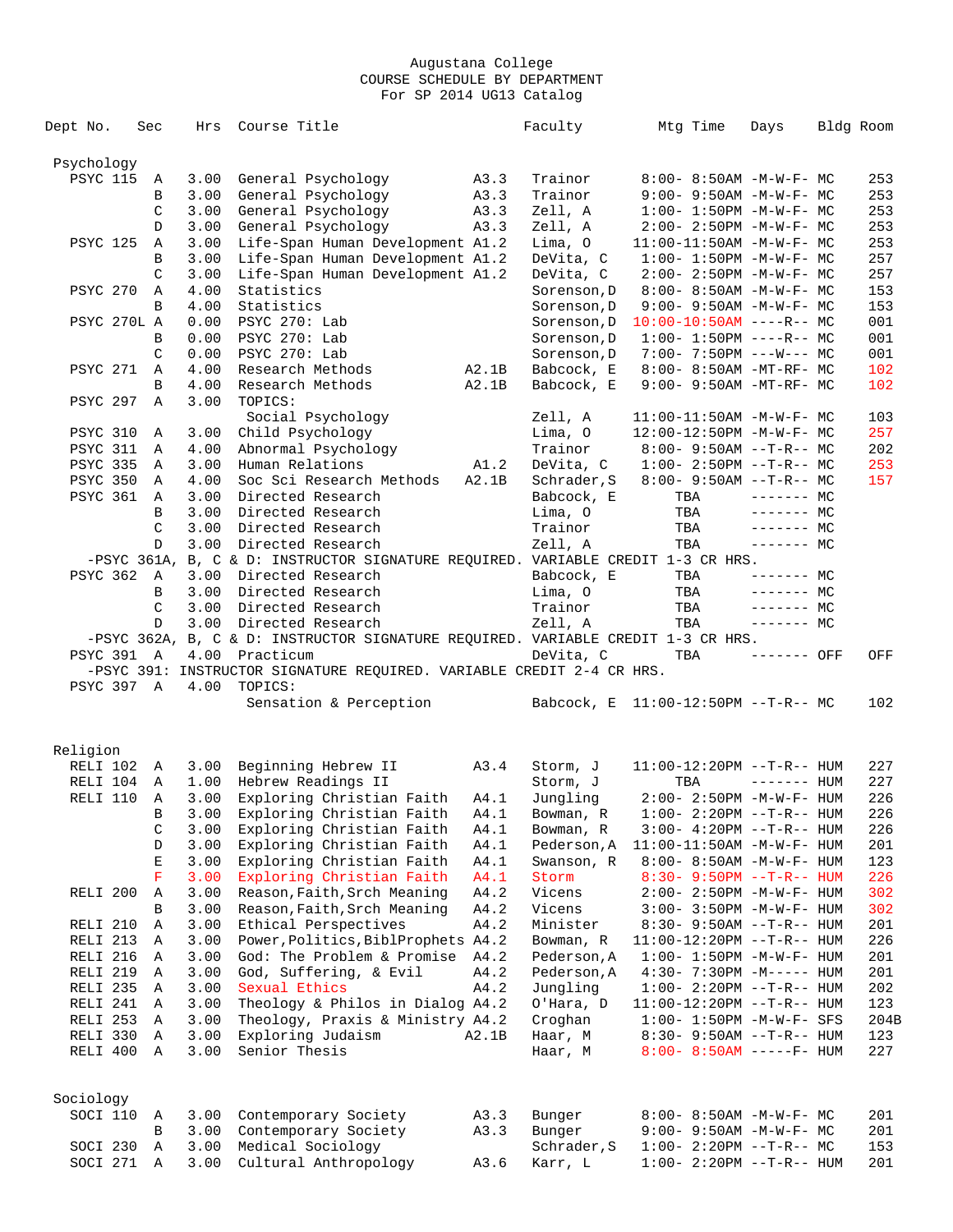Augustana College
COURSE SCHEDULE BY DEPARTMENT
For SP 2014 UG13 Catalog

| Dept No. | Sec | Hrs | Course Title | | Faculty | Mtg Time | Days | Bldg | Room |
|---|---|---|---|---|---|---|---|---|---|
| **Psychology** | | | | | | | | | |
| PSYC 115 | A | 3.00 | General Psychology | A3.3 | Trainor | 8:00- 8:50AM | -M-W-F- | MC | 253 |
| | B | 3.00 | General Psychology | A3.3 | Trainor | 9:00- 9:50AM | -M-W-F- | MC | 253 |
| | C | 3.00 | General Psychology | A3.3 | Zell, A | 1:00- 1:50PM | -M-W-F- | MC | 253 |
| | D | 3.00 | General Psychology | A3.3 | Zell, A | 2:00- 2:50PM | -M-W-F- | MC | 253 |
| PSYC 125 | A | 3.00 | Life-Span Human Development | A1.2 | Lima, O | 11:00-11:50AM | -M-W-F- | MC | 253 |
| | B | 3.00 | Life-Span Human Development | A1.2 | DeVita, C | 1:00- 1:50PM | -M-W-F- | MC | 257 |
| | C | 3.00 | Life-Span Human Development | A1.2 | DeVita, C | 2:00- 2:50PM | -M-W-F- | MC | 257 |
| PSYC 270 | A | 4.00 | Statistics | | Sorenson,D | 8:00- 8:50AM | -M-W-F- | MC | 153 |
| | B | 4.00 | Statistics | | Sorenson,D | 9:00- 9:50AM | -M-W-F- | MC | 153 |
| PSYC 270L | A | 0.00 | PSYC 270: Lab | | Sorenson,D | 10:00-10:50AM | ----R-- | MC | 001 |
| | B | 0.00 | PSYC 270: Lab | | Sorenson,D | 1:00- 1:50PM | ----R-- | MC | 001 |
| | C | 0.00 | PSYC 270: Lab | | Sorenson,D | 7:00- 7:50PM | ---W--- | MC | 001 |
| PSYC 271 | A | 4.00 | Research Methods | A2.1B | Babcock, E | 8:00- 8:50AM | -MT-RF- | MC | 102 |
| | B | 4.00 | Research Methods | A2.1B | Babcock, E | 9:00- 9:50AM | -MT-RF- | MC | 102 |
| PSYC 297 | A | 3.00 | TOPICS: | | | | | | |
| | | | Social Psychology | | Zell, A | 11:00-11:50AM | -M-W-F- | MC | 103 |
| PSYC 310 | A | 3.00 | Child Psychology | | Lima, O | 12:00-12:50PM | -M-W-F- | MC | 257 |
| PSYC 311 | A | 4.00 | Abnormal Psychology | | Trainor | 8:00- 9:50AM | --T-R-- | MC | 202 |
| PSYC 335 | A | 3.00 | Human Relations | A1.2 | DeVita, C | 1:00- 2:50PM | --T-R-- | MC | 253 |
| PSYC 350 | A | 4.00 | Soc Sci Research Methods | A2.1B | Schrader,S | 8:00- 9:50AM | --T-R-- | MC | 157 |
| PSYC 361 | A | 3.00 | Directed Research | | Babcock, E | TBA | ------- | MC | |
| | B | 3.00 | Directed Research | | Lima, O | TBA | ------- | MC | |
| | C | 3.00 | Directed Research | | Trainor | TBA | ------- | MC | |
| | D | 3.00 | Directed Research | | Zell, A | TBA | ------- | MC | |
| -PSYC 361A, B, C & D: INSTRUCTOR SIGNATURE REQUIRED. VARIABLE CREDIT 1-3 CR HRS. | | | | | | | | | |
| PSYC 362 | A | 3.00 | Directed Research | | Babcock, E | TBA | ------- | MC | |
| | B | 3.00 | Directed Research | | Lima, O | TBA | ------- | MC | |
| | C | 3.00 | Directed Research | | Trainor | TBA | ------- | MC | |
| | D | 3.00 | Directed Research | | Zell, A | TBA | ------- | MC | |
| -PSYC 362A, B, C & D: INSTRUCTOR SIGNATURE REQUIRED. VARIABLE CREDIT 1-3 CR HRS. | | | | | | | | | |
| PSYC 391 | A | 4.00 | Practicum | | DeVita, C | TBA | ------- | OFF | OFF |
| -PSYC 391: INSTRUCTOR SIGNATURE REQUIRED. VARIABLE CREDIT 2-4 CR HRS. | | | | | | | | | |
| PSYC 397 | A | 4.00 | TOPICS: | | | | | | |
| | | | Sensation & Perception | | Babcock, E | 11:00-12:50PM | --T-R-- | MC | 102 |
| **Religion** | | | | | | | | | |
| RELI 102 | A | 3.00 | Beginning Hebrew II | A3.4 | Storm, J | 11:00-12:20PM | --T-R-- | HUM | 227 |
| RELI 104 | A | 1.00 | Hebrew Readings II | | Storm, J | TBA | ------- | HUM | 227 |
| RELI 110 | A | 3.00 | Exploring Christian Faith | A4.1 | Jungling | 2:00- 2:50PM | -M-W-F- | HUM | 226 |
| | B | 3.00 | Exploring Christian Faith | A4.1 | Bowman, R | 1:00- 2:20PM | --T-R-- | HUM | 226 |
| | C | 3.00 | Exploring Christian Faith | A4.1 | Bowman, R | 3:00- 4:20PM | --T-R-- | HUM | 226 |
| | D | 3.00 | Exploring Christian Faith | A4.1 | Pederson,A | 11:00-11:50AM | -M-W-F- | HUM | 201 |
| | E | 3.00 | Exploring Christian Faith | A4.1 | Swanson, R | 8:00- 8:50AM | -M-W-F- | HUM | 123 |
| | F | 3.00 | Exploring Christian Faith | A4.1 | Storm | 8:30- 9:50PM | --T-R-- | HUM | 226 |
| RELI 200 | A | 3.00 | Reason,Faith,Srch Meaning | A4.2 | Vicens | 2:00- 2:50PM | -M-W-F- | HUM | 302 |
| | B | 3.00 | Reason,Faith,Srch Meaning | A4.2 | Vicens | 3:00- 3:50PM | -M-W-F- | HUM | 302 |
| RELI 210 | A | 3.00 | Ethical Perspectives | A4.2 | Minister | 8:30- 9:50AM | --T-R-- | HUM | 201 |
| RELI 213 | A | 3.00 | Power,Politics,BiblProphets | A4.2 | Bowman, R | 11:00-12:20PM | --T-R-- | HUM | 226 |
| RELI 216 | A | 3.00 | God: The Problem & Promise | A4.2 | Pederson,A | 1:00- 1:50PM | -M-W-F- | HUM | 201 |
| RELI 219 | A | 3.00 | God, Suffering, & Evil | A4.2 | Pederson,A | 4:30- 7:30PM | -M----- | HUM | 201 |
| RELI 235 | A | 3.00 | Sexual Ethics | A4.2 | Jungling | 1:00- 2:20PM | --T-R-- | HUM | 202 |
| RELI 241 | A | 3.00 | Theology & Philos in Dialog | A4.2 | O'Hara, D | 11:00-12:20PM | --T-R-- | HUM | 123 |
| RELI 253 | A | 3.00 | Theology, Praxis & Ministry | A4.2 | Croghan | 1:00- 1:50PM | -M-W-F- | SFS | 204B |
| RELI 330 | A | 3.00 | Exploring Judaism | A2.1B | Haar, M | 8:30- 9:50AM | --T-R-- | HUM | 123 |
| RELI 400 | A | 3.00 | Senior Thesis | | Haar, M | 8:00- 8:50AM | -----F- | HUM | 227 |
| **Sociology** | | | | | | | | | |
| SOCI 110 | A | 3.00 | Contemporary Society | A3.3 | Bunger | 8:00- 8:50AM | -M-W-F- | MC | 201 |
| | B | 3.00 | Contemporary Society | A3.3 | Bunger | 9:00- 9:50AM | -M-W-F- | MC | 201 |
| SOCI 230 | A | 3.00 | Medical Sociology | | Schrader,S | 1:00- 2:20PM | --T-R-- | MC | 153 |
| SOCI 271 | A | 3.00 | Cultural Anthropology | A3.6 | Karr, L | 1:00- 2:20PM | --T-R-- | HUM | 201 |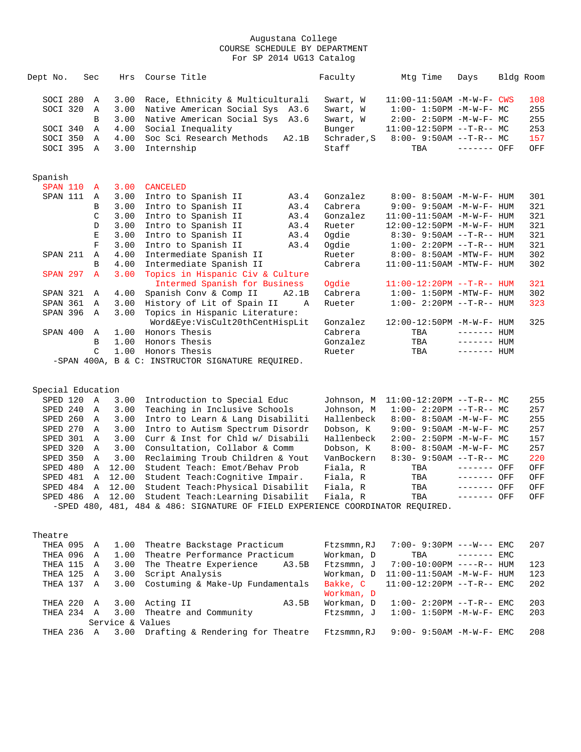Augustana College
COURSE SCHEDULE BY DEPARTMENT
For SP 2014 UG13 Catalog

| Dept No. | Sec | Hrs | Course Title | | Faculty | Mtg Time | Days | Bldg | Room |
|---|---|---|---|---|---|---|---|---|---|
| SOCI 280 | A | 3.00 | Race, Ethnicity & Multiculturali | | Swart, W | 11:00-11:50AM | -M-W-F- | CWS | 108 |
| SOCI 320 | A | 3.00 | Native American Social Sys | A3.6 | Swart, W | 1:00- 1:50PM | -M-W-F- | MC | 255 |
| | B | 3.00 | Native American Social Sys | A3.6 | Swart, W | 2:00- 2:50PM | -M-W-F- | MC | 255 |
| SOCI 340 | A | 4.00 | Social Inequality | | Bunger | 11:00-12:50PM | --T-R-- | MC | 253 |
| SOCI 350 | A | 4.00 | Soc Sci Research Methods | A2.1B | Schrader,S | 8:00- 9:50AM | --T-R-- | MC | 157 |
| SOCI 395 | A | 3.00 | Internship | | Staff | TBA | ------- | OFF | OFF |

Spanish

| Dept No. | Sec | Hrs | Course Title | | Faculty | Mtg Time | Days | Bldg | Room |
|---|---|---|---|---|---|---|---|---|---|
| SPAN 110 | A | 3.00 | CANCELED | | | | | | |
| SPAN 111 | A | 3.00 | Intro to Spanish II | A3.4 | Gonzalez | 8:00- 8:50AM | -M-W-F- | HUM | 301 |
| | B | 3.00 | Intro to Spanish II | A3.4 | Cabrera | 9:00- 9:50AM | -M-W-F- | HUM | 321 |
| | C | 3.00 | Intro to Spanish II | A3.4 | Gonzalez | 11:00-11:50AM | -M-W-F- | HUM | 321 |
| | D | 3.00 | Intro to Spanish II | A3.4 | Rueter | 12:00-12:50PM | -M-W-F- | HUM | 321 |
| | E | 3.00 | Intro to Spanish II | A3.4 | Ogdie | 8:30- 9:50AM | --T-R-- | HUM | 321 |
| | F | 3.00 | Intro to Spanish II | A3.4 | Ogdie | 1:00- 2:20PM | --T-R-- | HUM | 321 |
| SPAN 211 | A | 4.00 | Intermediate Spanish II | | Rueter | 8:00- 8:50AM | -MTW-F- | HUM | 302 |
| | B | 4.00 | Intermediate Spanish II | | Cabrera | 11:00-11:50AM | -MTW-F- | HUM | 302 |
| SPAN 297 | A | 3.00 | Topics in Hispanic Civ & Culture: Intermed Spanish for Business | | Ogdie | 11:00-12:20PM | --T-R-- | HUM | 321 |
| SPAN 321 | A | 4.00 | Spanish Conv & Comp II | A2.1B | Cabrera | 1:00- 1:50PM | -MTW-F- | HUM | 302 |
| SPAN 361 | A | 3.00 | History of Lit of Spain II | A | Rueter | 1:00- 2:20PM | --T-R-- | HUM | 323 |
| SPAN 396 | A | 3.00 | Topics in Hispanic Literature: Word&Eye:VisCult20thCentHispLit | | Gonzalez | 12:00-12:50PM | -M-W-F- | HUM | 325 |
| SPAN 400 | A | 1.00 | Honors Thesis | | Cabrera | TBA | ------- | HUM | |
| | B | 1.00 | Honors Thesis | | Gonzalez | TBA | ------- | HUM | |
| | C | 1.00 | Honors Thesis | | Rueter | TBA | ------- | HUM | |

-SPAN 400A, B & C: INSTRUCTOR SIGNATURE REQUIRED.

Special Education

| Dept No. | Sec | Hrs | Course Title | | Faculty | Mtg Time | Days | Bldg | Room |
|---|---|---|---|---|---|---|---|---|---|
| SPED 120 | A | 3.00 | Introduction to Special Educ | | Johnson, M | 11:00-12:20PM | --T-R-- | MC | 255 |
| SPED 240 | A | 3.00 | Teaching in Inclusive Schools | | Johnson, M | 1:00- 2:20PM | --T-R-- | MC | 257 |
| SPED 260 | A | 3.00 | Intro to Learn & Lang Disabiliti | | Hallenbeck | 8:00- 8:50AM | -M-W-F- | MC | 255 |
| SPED 270 | A | 3.00 | Intro to Autism Spectrum Disordr | | Dobson, K | 9:00- 9:50AM | -M-W-F- | MC | 257 |
| SPED 301 | A | 3.00 | Curr & Inst for Chld w/ Disabili | | Hallenbeck | 2:00- 2:50PM | -M-W-F- | MC | 157 |
| SPED 320 | A | 3.00 | Consultation, Collabor & Comm | | Dobson, K | 8:00- 8:50AM | -M-W-F- | MC | 257 |
| SPED 350 | A | 3.00 | Reclaiming Troub Children & Yout | | VanBockern | 8:30- 9:50AM | --T-R-- | MC | 220 |
| SPED 480 | A | 12.00 | Student Teach: Emot/Behav Prob | | Fiala, R | TBA | ------- | OFF | OFF |
| SPED 481 | A | 12.00 | Student Teach:Cognitive Impair. | | Fiala, R | TBA | ------- | OFF | OFF |
| SPED 484 | A | 12.00 | Student Teach:Physical Disabilit | | Fiala, R | TBA | ------- | OFF | OFF |
| SPED 486 | A | 12.00 | Student Teach:Learning Disabilit | | Fiala, R | TBA | ------- | OFF | OFF |

-SPED 480, 481, 484 & 486: SIGNATURE OF FIELD EXPERIENCE COORDINATOR REQUIRED.

Theatre

| Dept No. | Sec | Hrs | Course Title | | Faculty | Mtg Time | Days | Bldg | Room |
|---|---|---|---|---|---|---|---|---|---|
| THEA 095 | A | 1.00 | Theatre Backstage Practicum | | Ftzsmmn,RJ | 7:00- 9:30PM | ---W--- | EMC | 207 |
| THEA 096 | A | 1.00 | Theatre Performance Practicum | | Workman, D | TBA | ------- | EMC | |
| THEA 115 | A | 3.00 | The Theatre Experience | A3.5B | Ftzsmmn, J | 7:00-10:00PM | ----R-- | HUM | 123 |
| THEA 125 | A | 3.00 | Script Analysis | | Workman, D | 11:00-11:50AM | -M-W-F- | HUM | 123 |
| THEA 137 | A | 3.00 | Costuming & Make-Up Fundamentals | | Bakke, C; Workman, D | 11:00-12:20PM | --T-R-- | EMC | 202 |
| THEA 220 | A | 3.00 | Acting II | A3.5B | Workman, D | 1:00- 2:20PM | --T-R-- | EMC | 203 |
| THEA 234 | A | 3.00 | Theatre and Community Service & Values | | Ftzsmmn, J | 1:00- 1:50PM | -M-W-F- | EMC | 203 |
| THEA 236 | A | 3.00 | Drafting & Rendering for Theatre | | Ftzsmmn,RJ | 9:00- 9:50AM | -M-W-F- | EMC | 208 |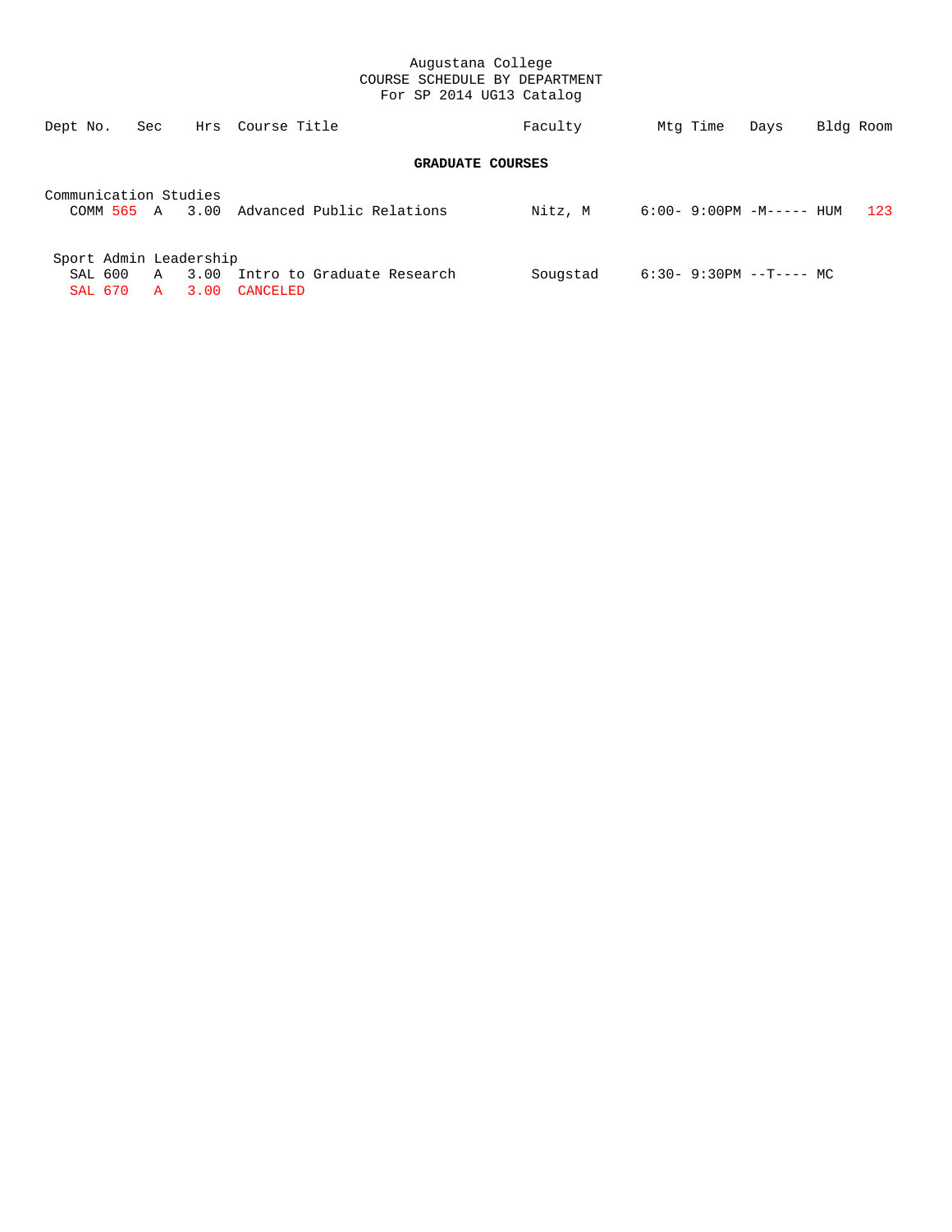Augustana College
COURSE SCHEDULE BY DEPARTMENT
For SP 2014 UG13 Catalog

| Dept No. | Sec | Hrs | Course Title | Faculty | Mtg Time | Days | Bldg | Room |
|---|---|---|---|---|---|---|---|---|
| | | | **GRADUATE COURSES** | | | | | |
| Communication Studies | | | | | | | | |
| COMM 565 | A | 3.00 | Advanced Public Relations | Nitz, M | 6:00- 9:00PM | -M----- | HUM | 123 |
| Sport Admin Leadership | | | | | | | | |
| SAL 600 | A | 3.00 | Intro to Graduate Research | Sougstad | 6:30- 9:30PM | --T---- | MC | |
| SAL 670 | A | 3.00 | CANCELED | | | | | |